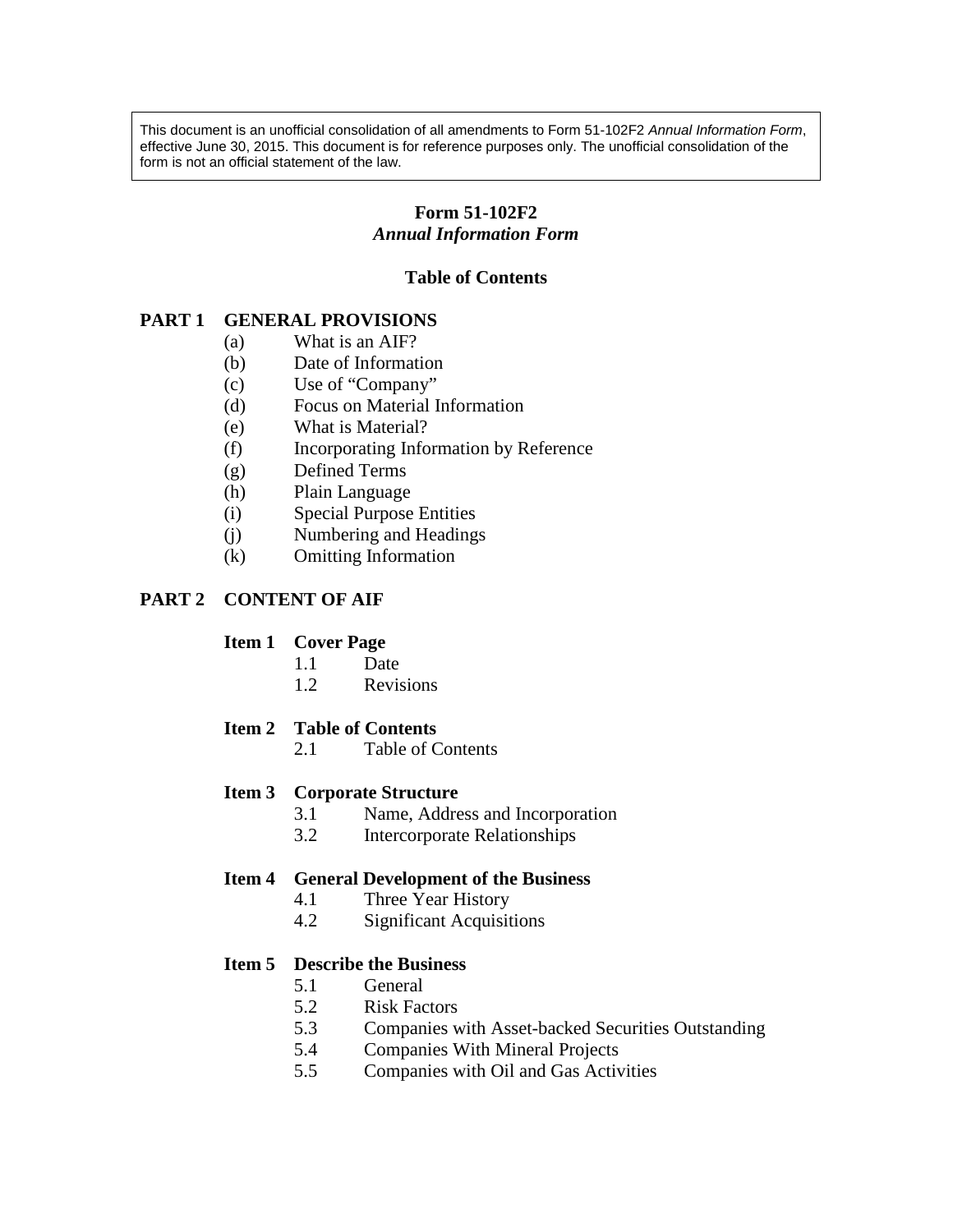> This document is an unofficial consolidation of all amendments to Form 51-102F2 *Annual Information Form*, effective June 30, 2015. This document is for reference purposes only. The unofficial consolidation of the form is not an official statement of the law.

# Form 51-102F2
## *Annual Information Form*

### Table of Contents

**PART 1 GENERAL PROVISIONS**

- (a) What is an AIF?
- (b) Date of Information
- (c) Use of "Company"
- (d) Focus on Material Information
- (e) What is Material?
- (f) Incorporating Information by Reference
- (g) Defined Terms
- (h) Plain Language
- (i) Special Purpose Entities
- (j) Numbering and Headings
- (k) Omitting Information

**PART 2 CONTENT OF AIF**

**Item 1 Cover Page**

- 1.1 Date
- 1.2 Revisions

**Item 2 Table of Contents**

- 2.1 Table of Contents

**Item 3 Corporate Structure**

- 3.1 Name, Address and Incorporation
- 3.2 Intercorporate Relationships

**Item 4 General Development of the Business**

- 4.1 Three Year History
- 4.2 Significant Acquisitions

**Item 5 Describe the Business**

- 5.1 General
- 5.2 Risk Factors
- 5.3 Companies with Asset-backed Securities Outstanding
- 5.4 Companies With Mineral Projects
- 5.5 Companies with Oil and Gas Activities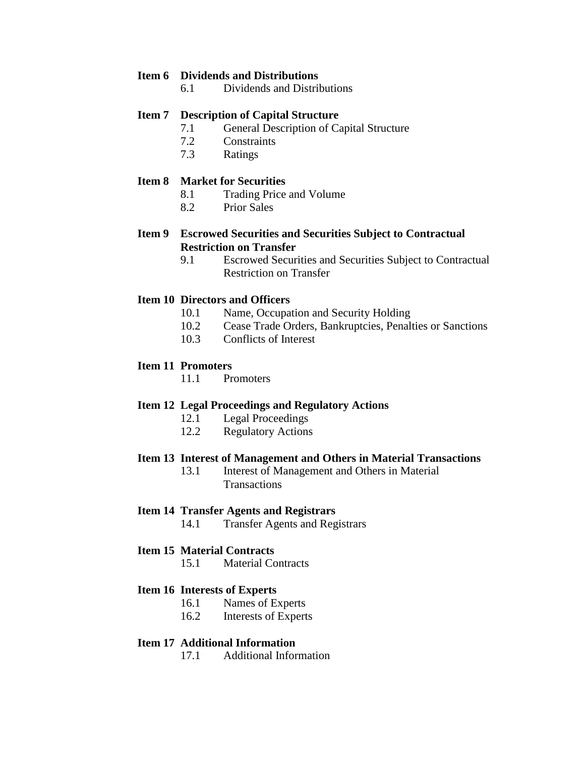**Item 6 Dividends and Distributions**

6.1 Dividends and Distributions

**Item 7 Description of Capital Structure**

7.1 General Description of Capital Structure
7.2 Constraints
7.3 Ratings

**Item 8 Market for Securities**

8.1 Trading Price and Volume
8.2 Prior Sales

**Item 9 Escrowed Securities and Securities Subject to Contractual Restriction on Transfer**

9.1 Escrowed Securities and Securities Subject to Contractual Restriction on Transfer

**Item 10 Directors and Officers**

10.1 Name, Occupation and Security Holding
10.2 Cease Trade Orders, Bankruptcies, Penalties or Sanctions
10.3 Conflicts of Interest

**Item 11 Promoters**

11.1 Promoters

**Item 12 Legal Proceedings and Regulatory Actions**

12.1 Legal Proceedings
12.2 Regulatory Actions

**Item 13 Interest of Management and Others in Material Transactions**

13.1 Interest of Management and Others in Material Transactions

**Item 14 Transfer Agents and Registrars**

14.1 Transfer Agents and Registrars

**Item 15 Material Contracts**

15.1 Material Contracts

**Item 16 Interests of Experts**

16.1 Names of Experts
16.2 Interests of Experts

**Item 17 Additional Information**

17.1 Additional Information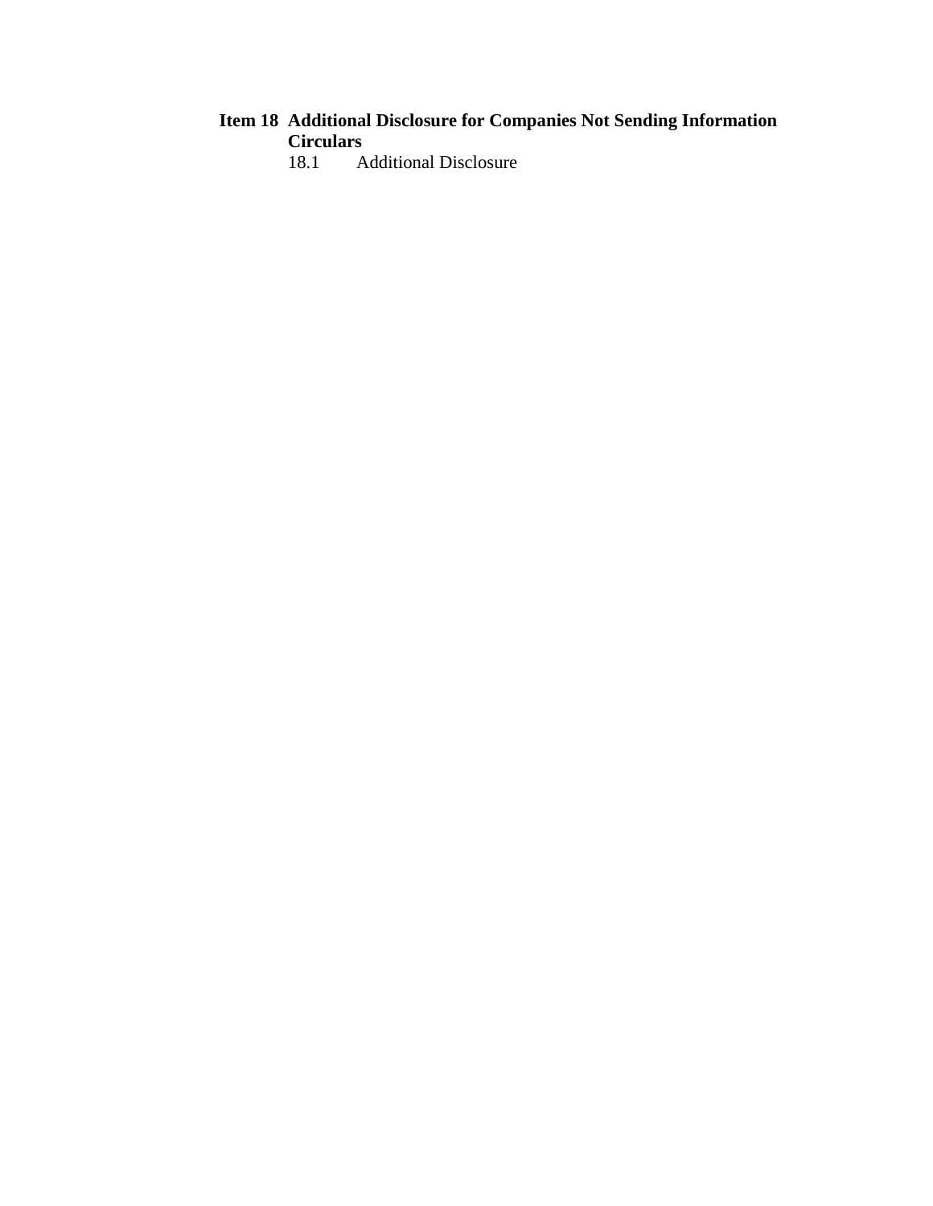**Item 18 Additional Disclosure for Companies Not Sending Information Circulars**

18.1 Additional Disclosure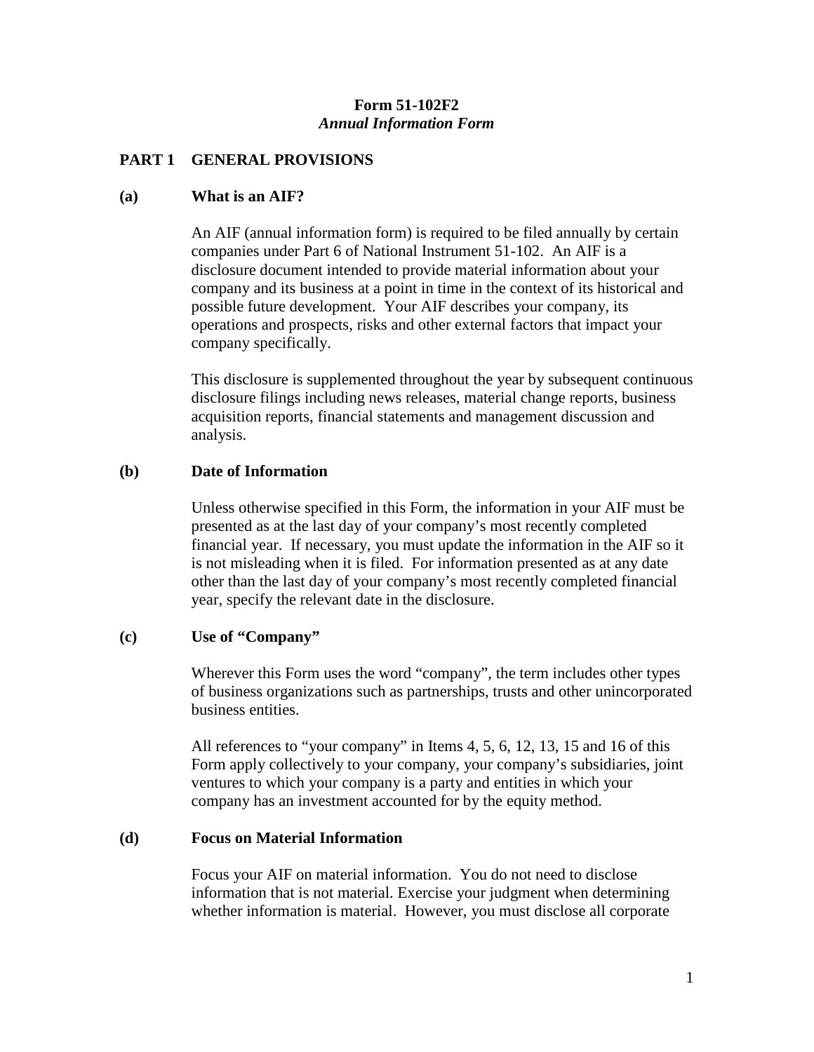# Form 51-102F2
*Annual Information Form*

## PART 1 GENERAL PROVISIONS

### (a) What is an AIF?

An AIF (annual information form) is required to be filed annually by certain companies under Part 6 of National Instrument 51-102. An AIF is a disclosure document intended to provide material information about your company and its business at a point in time in the context of its historical and possible future development. Your AIF describes your company, its operations and prospects, risks and other external factors that impact your company specifically.

This disclosure is supplemented throughout the year by subsequent continuous disclosure filings including news releases, material change reports, business acquisition reports, financial statements and management discussion and analysis.

### (b) Date of Information

Unless otherwise specified in this Form, the information in your AIF must be presented as at the last day of your company's most recently completed financial year. If necessary, you must update the information in the AIF so it is not misleading when it is filed. For information presented as at any date other than the last day of your company's most recently completed financial year, specify the relevant date in the disclosure.

### (c) Use of "Company"

Wherever this Form uses the word "company", the term includes other types of business organizations such as partnerships, trusts and other unincorporated business entities.

All references to "your company" in Items 4, 5, 6, 12, 13, 15 and 16 of this Form apply collectively to your company, your company's subsidiaries, joint ventures to which your company is a party and entities in which your company has an investment accounted for by the equity method.

### (d) Focus on Material Information

Focus your AIF on material information. You do not need to disclose information that is not material. Exercise your judgment when determining whether information is material. However, you must disclose all corporate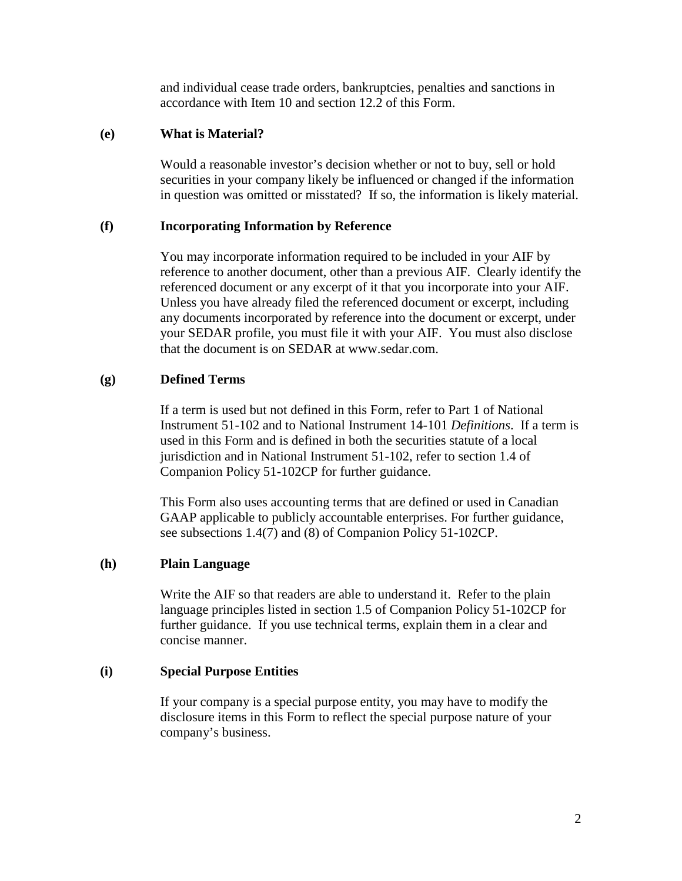and individual cease trade orders, bankruptcies, penalties and sanctions in accordance with Item 10 and section 12.2 of this Form.

**(e) What is Material?**

Would a reasonable investor's decision whether or not to buy, sell or hold securities in your company likely be influenced or changed if the information in question was omitted or misstated? If so, the information is likely material.

**(f) Incorporating Information by Reference**

You may incorporate information required to be included in your AIF by reference to another document, other than a previous AIF. Clearly identify the referenced document or any excerpt of it that you incorporate into your AIF. Unless you have already filed the referenced document or excerpt, including any documents incorporated by reference into the document or excerpt, under your SEDAR profile, you must file it with your AIF. You must also disclose that the document is on SEDAR at www.sedar.com.

**(g) Defined Terms**

If a term is used but not defined in this Form, refer to Part 1 of National Instrument 51-102 and to National Instrument 14-101 *Definitions*. If a term is used in this Form and is defined in both the securities statute of a local jurisdiction and in National Instrument 51-102, refer to section 1.4 of Companion Policy 51-102CP for further guidance.

This Form also uses accounting terms that are defined or used in Canadian GAAP applicable to publicly accountable enterprises. For further guidance, see subsections 1.4(7) and (8) of Companion Policy 51-102CP.

**(h) Plain Language**

Write the AIF so that readers are able to understand it. Refer to the plain language principles listed in section 1.5 of Companion Policy 51-102CP for further guidance. If you use technical terms, explain them in a clear and concise manner.

**(i) Special Purpose Entities**

If your company is a special purpose entity, you may have to modify the disclosure items in this Form to reflect the special purpose nature of your company's business.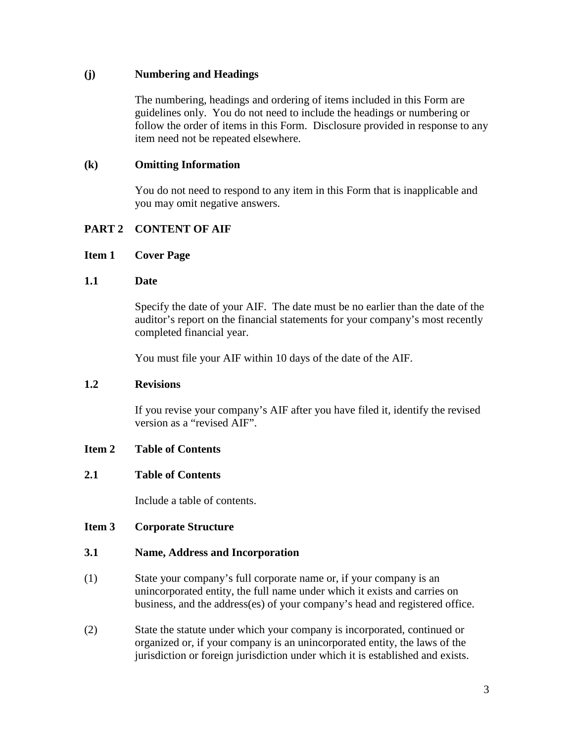### (j) Numbering and Headings

The numbering, headings and ordering of items included in this Form are guidelines only. You do not need to include the headings or numbering or follow the order of items in this Form. Disclosure provided in response to any item need not be repeated elsewhere.

### (k) Omitting Information

You do not need to respond to any item in this Form that is inapplicable and you may omit negative answers.

## PART 2 CONTENT OF AIF

### Item 1 Cover Page

### 1.1 Date

Specify the date of your AIF. The date must be no earlier than the date of the auditor's report on the financial statements for your company's most recently completed financial year.

You must file your AIF within 10 days of the date of the AIF.

### 1.2 Revisions

If you revise your company's AIF after you have filed it, identify the revised version as a "revised AIF".

### Item 2 Table of Contents

### 2.1 Table of Contents

Include a table of contents.

### Item 3 Corporate Structure

### 3.1 Name, Address and Incorporation

(1) State your company's full corporate name or, if your company is an unincorporated entity, the full name under which it exists and carries on business, and the address(es) of your company's head and registered office.

(2) State the statute under which your company is incorporated, continued or organized or, if your company is an unincorporated entity, the laws of the jurisdiction or foreign jurisdiction under which it is established and exists.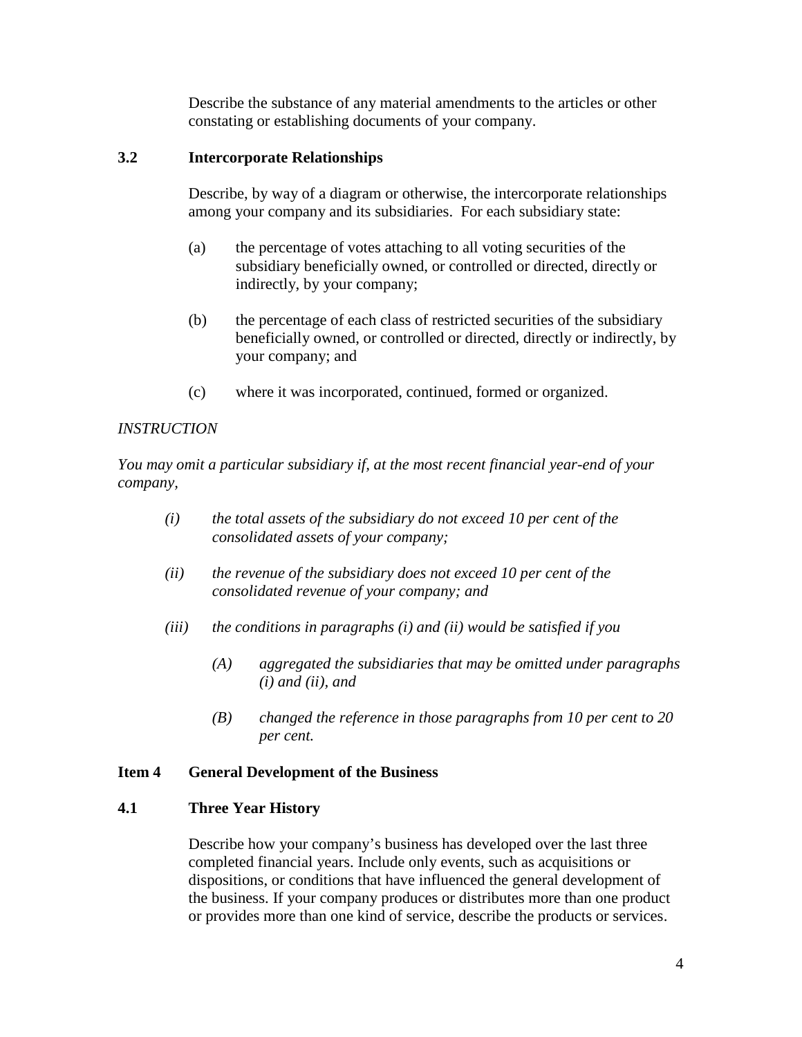Describe the substance of any material amendments to the articles or other constating or establishing documents of your company.

### 3.2 Intercorporate Relationships

Describe, by way of a diagram or otherwise, the intercorporate relationships among your company and its subsidiaries. For each subsidiary state:

(a) the percentage of votes attaching to all voting securities of the subsidiary beneficially owned, or controlled or directed, directly or indirectly, by your company;

(b) the percentage of each class of restricted securities of the subsidiary beneficially owned, or controlled or directed, directly or indirectly, by your company; and

(c) where it was incorporated, continued, formed or organized.

*INSTRUCTION*

*You may omit a particular subsidiary if, at the most recent financial year-end of your company,*

*(i) the total assets of the subsidiary do not exceed 10 per cent of the consolidated assets of your company;*

*(ii) the revenue of the subsidiary does not exceed 10 per cent of the consolidated revenue of your company; and*

*(iii) the conditions in paragraphs (i) and (ii) would be satisfied if you*

*(A) aggregated the subsidiaries that may be omitted under paragraphs (i) and (ii), and*

*(B) changed the reference in those paragraphs from 10 per cent to 20 per cent.*

## Item 4 General Development of the Business

### 4.1 Three Year History

Describe how your company's business has developed over the last three completed financial years. Include only events, such as acquisitions or dispositions, or conditions that have influenced the general development of the business. If your company produces or distributes more than one product or provides more than one kind of service, describe the products or services.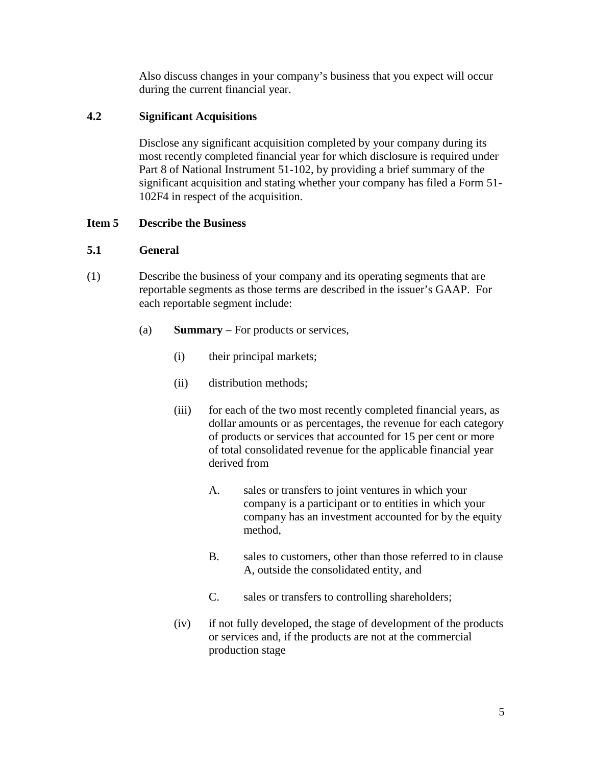Also discuss changes in your company's business that you expect will occur during the current financial year.

### 4.2 Significant Acquisitions

Disclose any significant acquisition completed by your company during its most recently completed financial year for which disclosure is required under Part 8 of National Instrument 51-102, by providing a brief summary of the significant acquisition and stating whether your company has filed a Form 51-102F4 in respect of the acquisition.

## Item 5 Describe the Business

### 5.1 General

(1) Describe the business of your company and its operating segments that are reportable segments as those terms are described in the issuer's GAAP. For each reportable segment include:

(a) **Summary** – For products or services,

(i) their principal markets;

(ii) distribution methods;

(iii) for each of the two most recently completed financial years, as dollar amounts or as percentages, the revenue for each category of products or services that accounted for 15 per cent or more of total consolidated revenue for the applicable financial year derived from

A. sales or transfers to joint ventures in which your company is a participant or to entities in which your company has an investment accounted for by the equity method,

B. sales to customers, other than those referred to in clause A, outside the consolidated entity, and

C. sales or transfers to controlling shareholders;

(iv) if not fully developed, the stage of development of the products or services and, if the products are not at the commercial production stage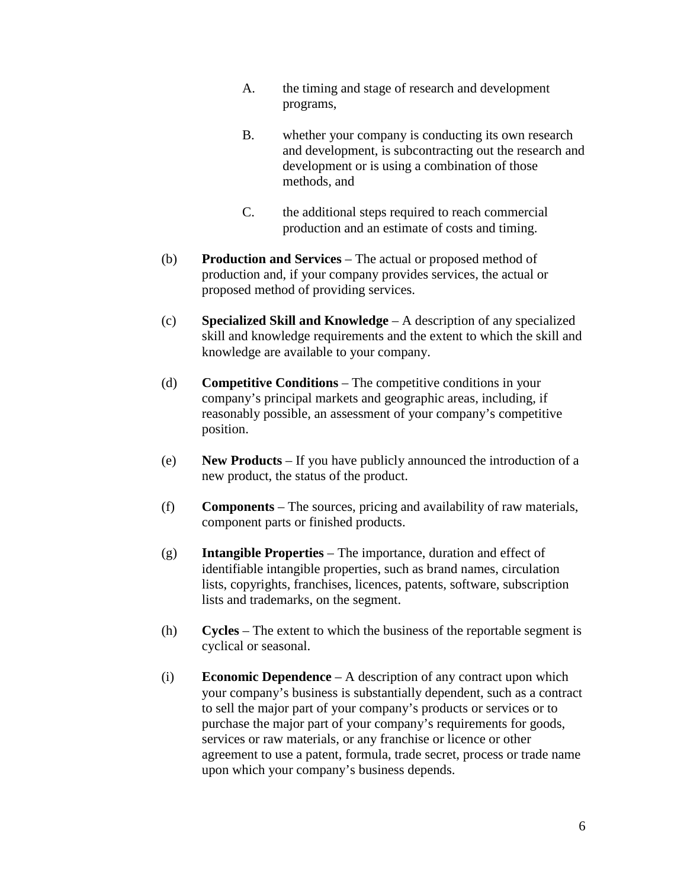A. the timing and stage of research and development programs,

B. whether your company is conducting its own research and development, is subcontracting out the research and development or is using a combination of those methods, and

C. the additional steps required to reach commercial production and an estimate of costs and timing.

(b) **Production and Services** – The actual or proposed method of production and, if your company provides services, the actual or proposed method of providing services.

(c) **Specialized Skill and Knowledge** – A description of any specialized skill and knowledge requirements and the extent to which the skill and knowledge are available to your company.

(d) **Competitive Conditions** – The competitive conditions in your company's principal markets and geographic areas, including, if reasonably possible, an assessment of your company's competitive position.

(e) **New Products** – If you have publicly announced the introduction of a new product, the status of the product.

(f) **Components** – The sources, pricing and availability of raw materials, component parts or finished products.

(g) **Intangible Properties** – The importance, duration and effect of identifiable intangible properties, such as brand names, circulation lists, copyrights, franchises, licences, patents, software, subscription lists and trademarks, on the segment.

(h) **Cycles** – The extent to which the business of the reportable segment is cyclical or seasonal.

(i) **Economic Dependence** – A description of any contract upon which your company's business is substantially dependent, such as a contract to sell the major part of your company's products or services or to purchase the major part of your company's requirements for goods, services or raw materials, or any franchise or licence or other agreement to use a patent, formula, trade secret, process or trade name upon which your company's business depends.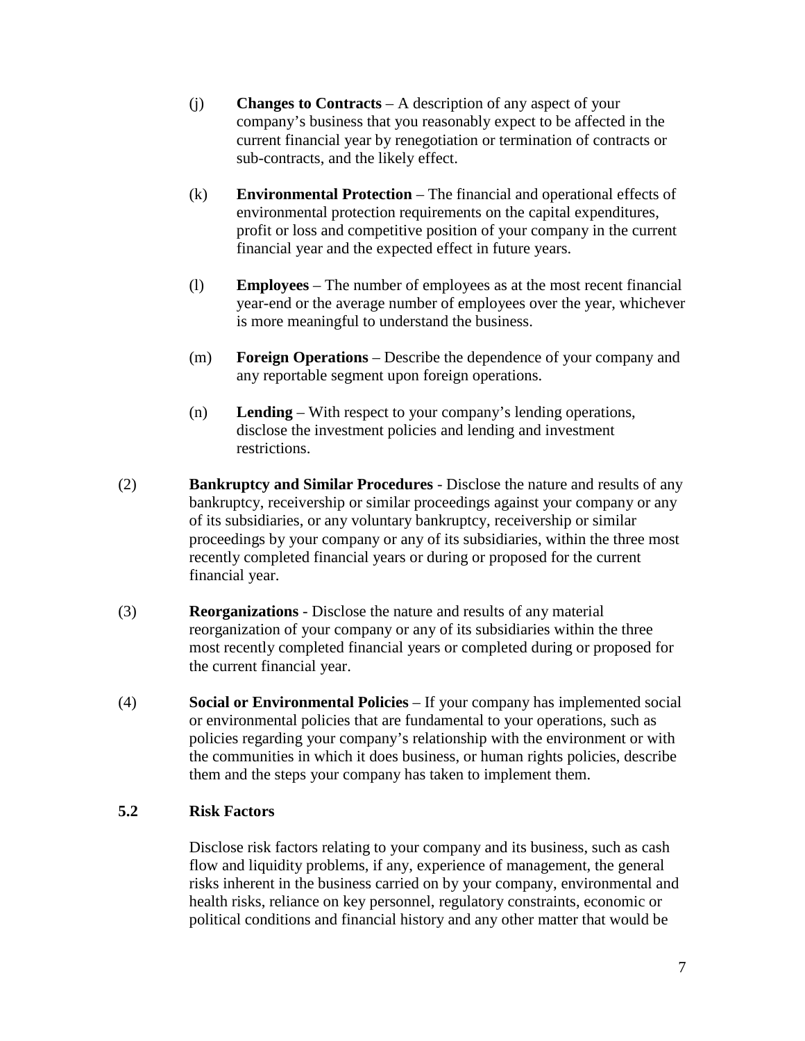(j) **Changes to Contracts** – A description of any aspect of your company's business that you reasonably expect to be affected in the current financial year by renegotiation or termination of contracts or sub-contracts, and the likely effect.

(k) **Environmental Protection** – The financial and operational effects of environmental protection requirements on the capital expenditures, profit or loss and competitive position of your company in the current financial year and the expected effect in future years.

(l) **Employees** – The number of employees as at the most recent financial year-end or the average number of employees over the year, whichever is more meaningful to understand the business.

(m) **Foreign Operations** – Describe the dependence of your company and any reportable segment upon foreign operations.

(n) **Lending** – With respect to your company's lending operations, disclose the investment policies and lending and investment restrictions.

(2) **Bankruptcy and Similar Procedures** - Disclose the nature and results of any bankruptcy, receivership or similar proceedings against your company or any of its subsidiaries, or any voluntary bankruptcy, receivership or similar proceedings by your company or any of its subsidiaries, within the three most recently completed financial years or during or proposed for the current financial year.

(3) **Reorganizations** - Disclose the nature and results of any material reorganization of your company or any of its subsidiaries within the three most recently completed financial years or completed during or proposed for the current financial year.

(4) **Social or Environmental Policies** – If your company has implemented social or environmental policies that are fundamental to your operations, such as policies regarding your company's relationship with the environment or with the communities in which it does business, or human rights policies, describe them and the steps your company has taken to implement them.

### 5.2 Risk Factors

Disclose risk factors relating to your company and its business, such as cash flow and liquidity problems, if any, experience of management, the general risks inherent in the business carried on by your company, environmental and health risks, reliance on key personnel, regulatory constraints, economic or political conditions and financial history and any other matter that would be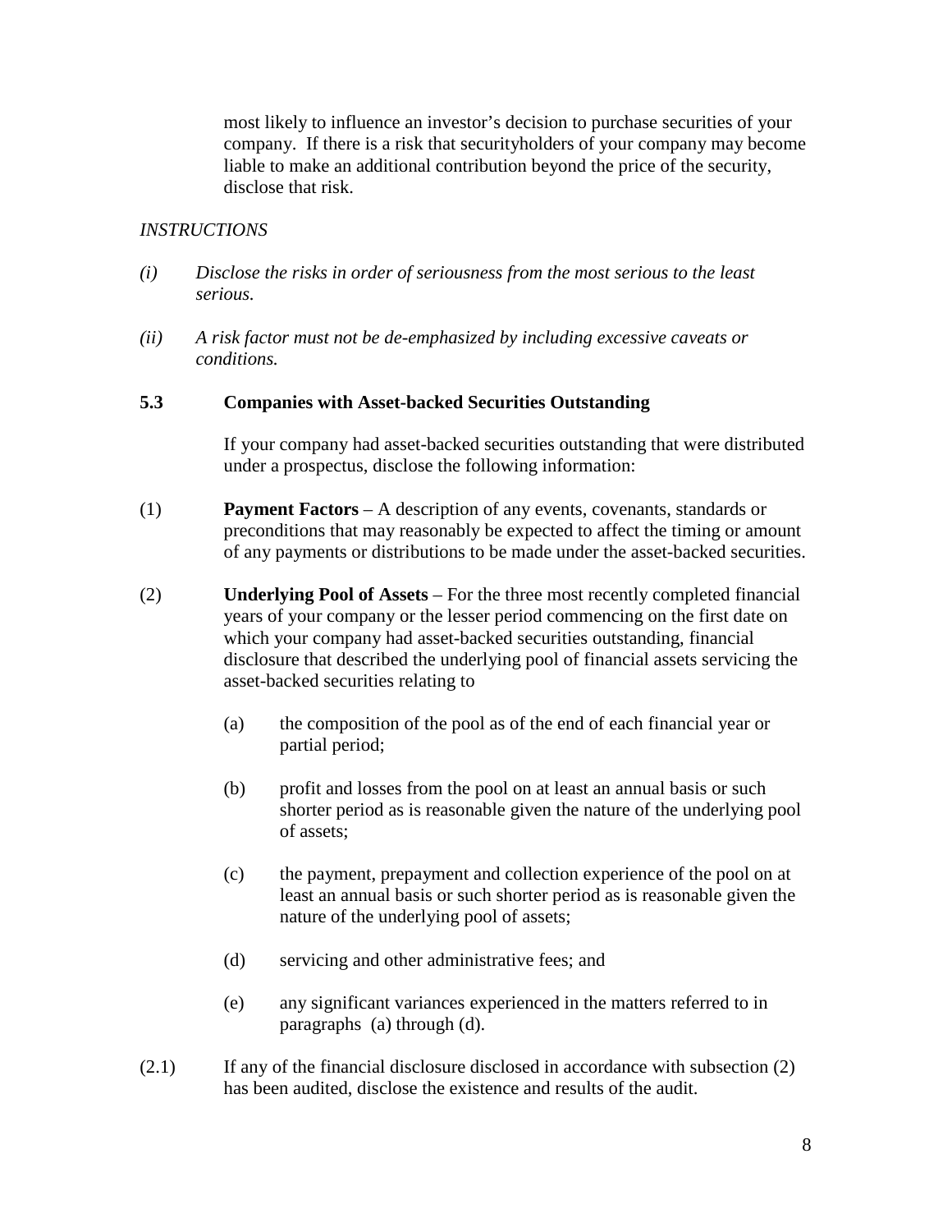most likely to influence an investor's decision to purchase securities of your company. If there is a risk that securityholders of your company may become liable to make an additional contribution beyond the price of the security, disclose that risk.

*INSTRUCTIONS*

*(i) Disclose the risks in order of seriousness from the most serious to the least serious.*

*(ii) A risk factor must not be de-emphasized by including excessive caveats or conditions.*

### 5.3 Companies with Asset-backed Securities Outstanding

If your company had asset-backed securities outstanding that were distributed under a prospectus, disclose the following information:

(1) **Payment Factors** – A description of any events, covenants, standards or preconditions that may reasonably be expected to affect the timing or amount of any payments or distributions to be made under the asset-backed securities.

(2) **Underlying Pool of Assets** – For the three most recently completed financial years of your company or the lesser period commencing on the first date on which your company had asset-backed securities outstanding, financial disclosure that described the underlying pool of financial assets servicing the asset-backed securities relating to

- (a) the composition of the pool as of the end of each financial year or partial period;
- (b) profit and losses from the pool on at least an annual basis or such shorter period as is reasonable given the nature of the underlying pool of assets;
- (c) the payment, prepayment and collection experience of the pool on at least an annual basis or such shorter period as is reasonable given the nature of the underlying pool of assets;
- (d) servicing and other administrative fees; and
- (e) any significant variances experienced in the matters referred to in paragraphs (a) through (d).

(2.1) If any of the financial disclosure disclosed in accordance with subsection (2) has been audited, disclose the existence and results of the audit.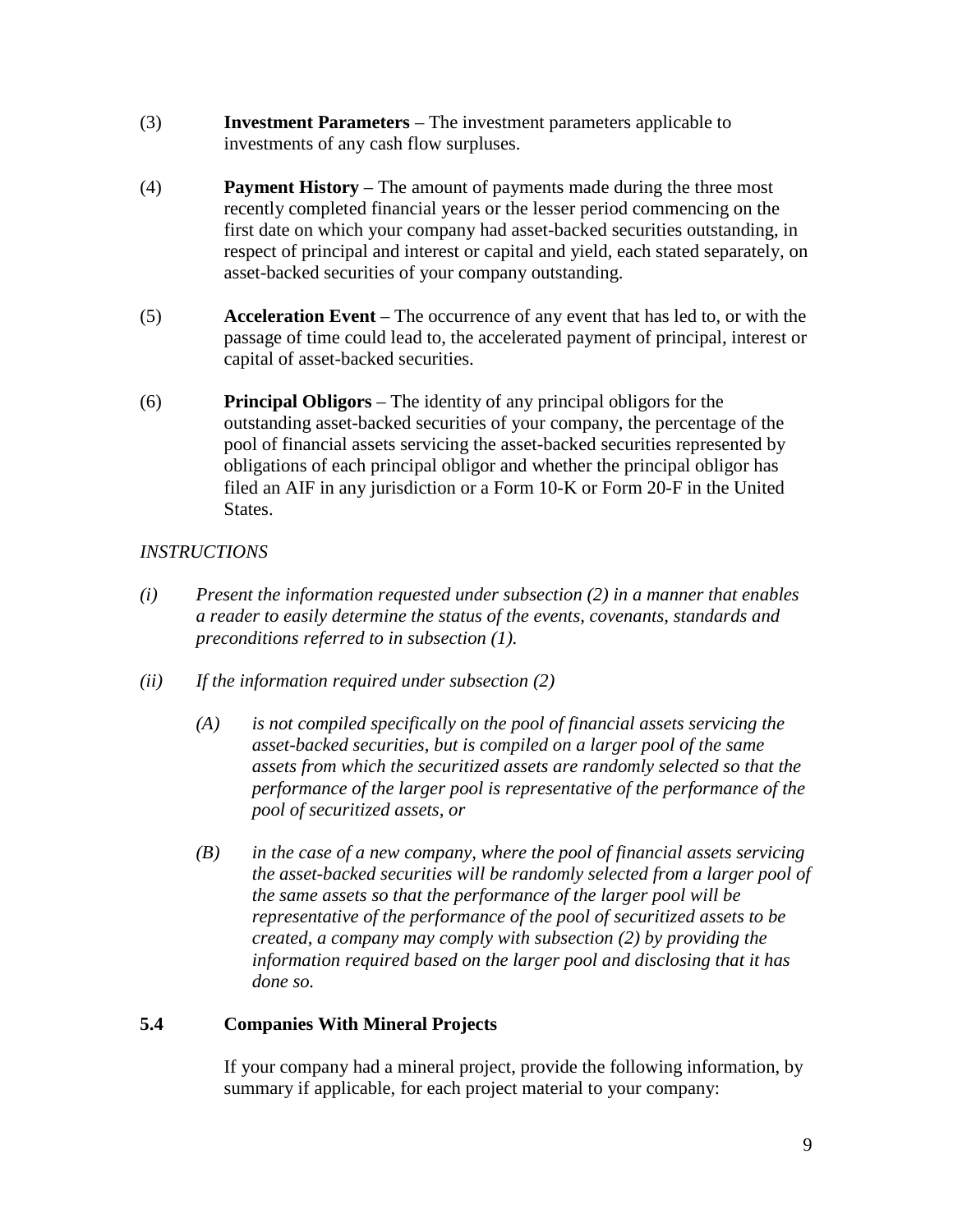(3) **Investment Parameters** – The investment parameters applicable to investments of any cash flow surpluses.

(4) **Payment History** – The amount of payments made during the three most recently completed financial years or the lesser period commencing on the first date on which your company had asset-backed securities outstanding, in respect of principal and interest or capital and yield, each stated separately, on asset-backed securities of your company outstanding.

(5) **Acceleration Event** – The occurrence of any event that has led to, or with the passage of time could lead to, the accelerated payment of principal, interest or capital of asset-backed securities.

(6) **Principal Obligors** – The identity of any principal obligors for the outstanding asset-backed securities of your company, the percentage of the pool of financial assets servicing the asset-backed securities represented by obligations of each principal obligor and whether the principal obligor has filed an AIF in any jurisdiction or a Form 10-K or Form 20-F in the United States.

*INSTRUCTIONS*

*(i) Present the information requested under subsection (2) in a manner that enables a reader to easily determine the status of the events, covenants, standards and preconditions referred to in subsection (1).*

*(ii) If the information required under subsection (2)*

*(A) is not compiled specifically on the pool of financial assets servicing the asset-backed securities, but is compiled on a larger pool of the same assets from which the securitized assets are randomly selected so that the performance of the larger pool is representative of the performance of the pool of securitized assets, or*

*(B) in the case of a new company, where the pool of financial assets servicing the asset-backed securities will be randomly selected from a larger pool of the same assets so that the performance of the larger pool will be representative of the performance of the pool of securitized assets to be created, a company may comply with subsection (2) by providing the information required based on the larger pool and disclosing that it has done so.*

## 5.4 Companies With Mineral Projects

If your company had a mineral project, provide the following information, by summary if applicable, for each project material to your company: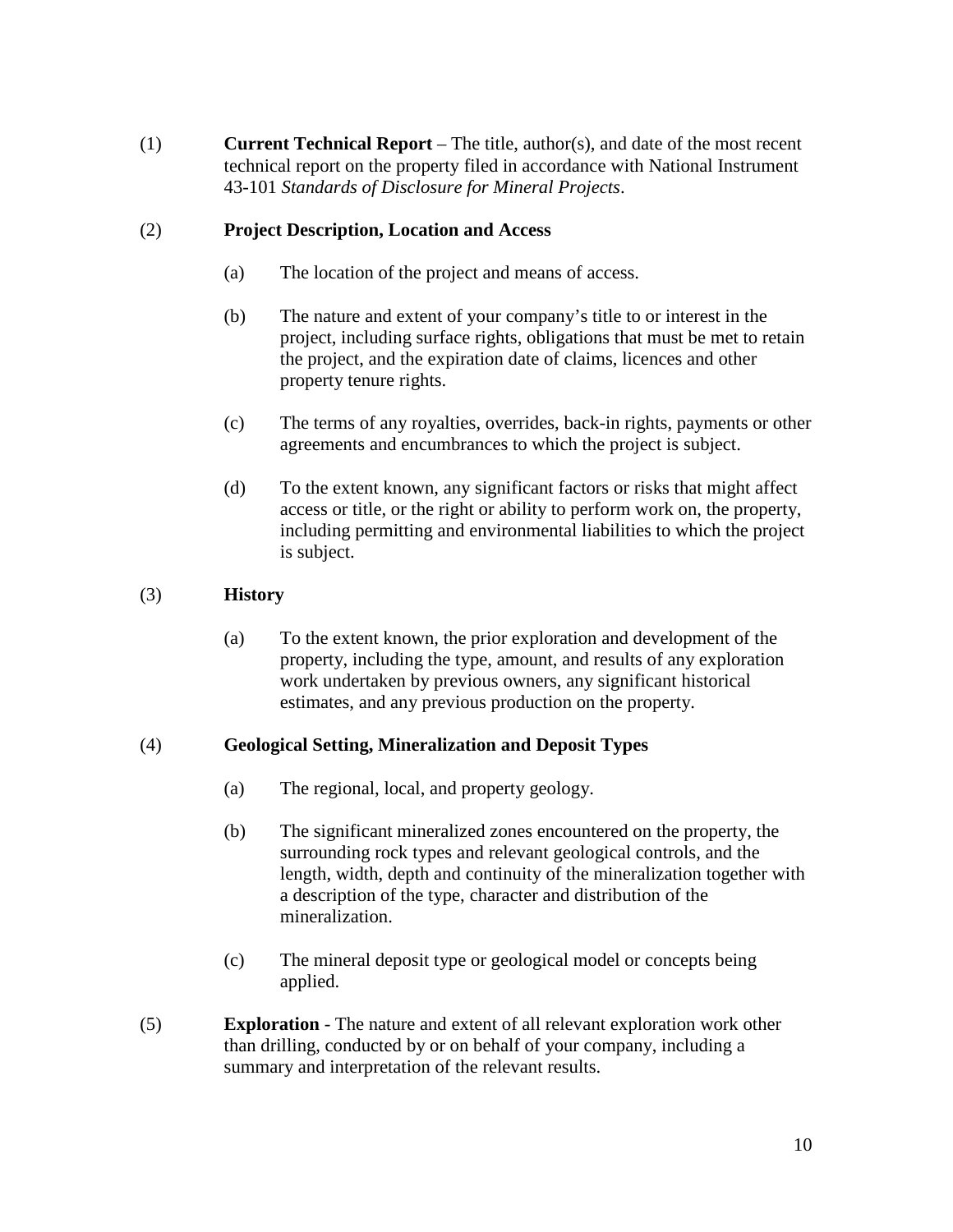(1) **Current Technical Report** – The title, author(s), and date of the most recent technical report on the property filed in accordance with National Instrument 43-101 *Standards of Disclosure for Mineral Projects*.

(2) **Project Description, Location and Access**

(a) The location of the project and means of access.

(b) The nature and extent of your company's title to or interest in the project, including surface rights, obligations that must be met to retain the project, and the expiration date of claims, licences and other property tenure rights.

(c) The terms of any royalties, overrides, back-in rights, payments or other agreements and encumbrances to which the project is subject.

(d) To the extent known, any significant factors or risks that might affect access or title, or the right or ability to perform work on, the property, including permitting and environmental liabilities to which the project is subject.

(3) **History**

(a) To the extent known, the prior exploration and development of the property, including the type, amount, and results of any exploration work undertaken by previous owners, any significant historical estimates, and any previous production on the property.

(4) **Geological Setting, Mineralization and Deposit Types**

(a) The regional, local, and property geology.

(b) The significant mineralized zones encountered on the property, the surrounding rock types and relevant geological controls, and the length, width, depth and continuity of the mineralization together with a description of the type, character and distribution of the mineralization.

(c) The mineral deposit type or geological model or concepts being applied.

(5) **Exploration** - The nature and extent of all relevant exploration work other than drilling, conducted by or on behalf of your company, including a summary and interpretation of the relevant results.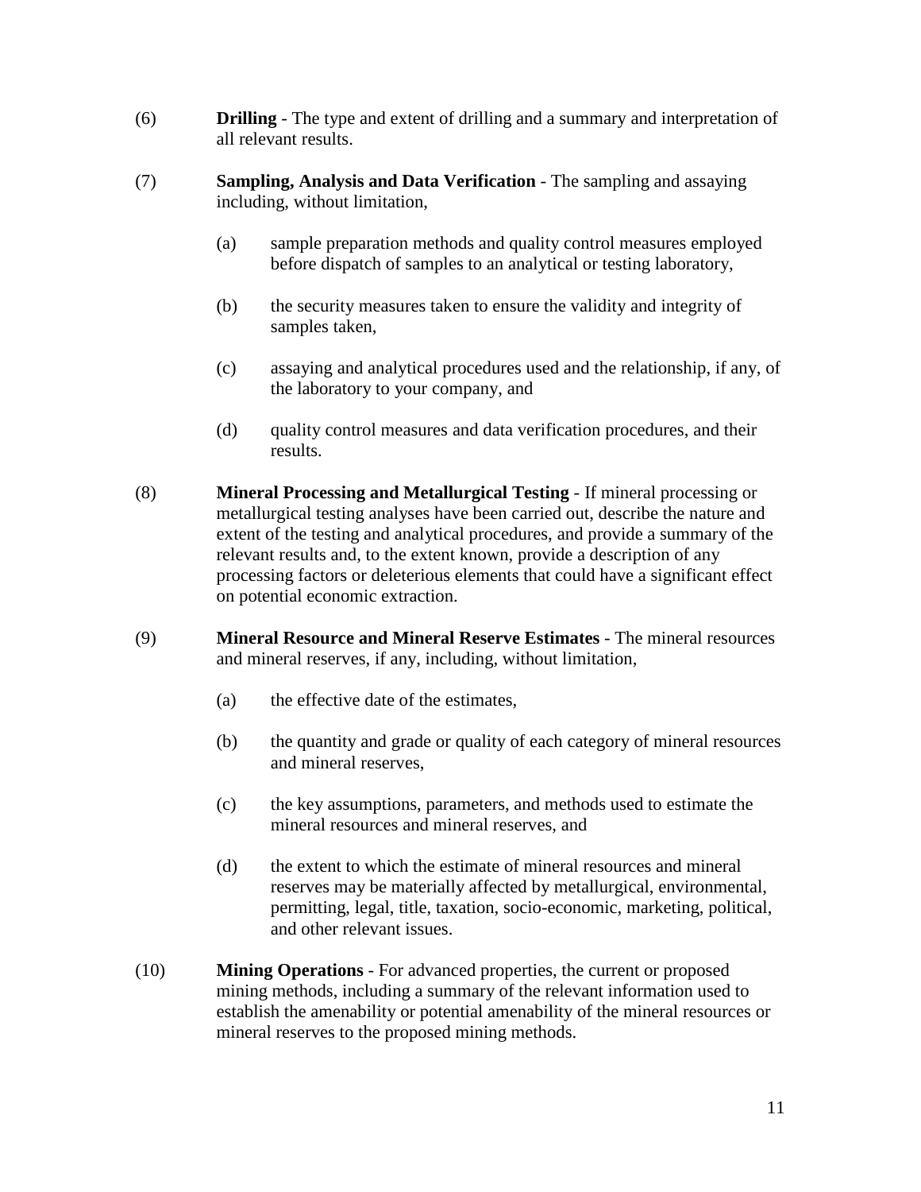(6) **Drilling** - The type and extent of drilling and a summary and interpretation of all relevant results.

(7) **Sampling, Analysis and Data Verification** - The sampling and assaying including, without limitation,

> (a) sample preparation methods and quality control measures employed before dispatch of samples to an analytical or testing laboratory,
>
> (b) the security measures taken to ensure the validity and integrity of samples taken,
>
> (c) assaying and analytical procedures used and the relationship, if any, of the laboratory to your company, and
>
> (d) quality control measures and data verification procedures, and their results.

(8) **Mineral Processing and Metallurgical Testing** - If mineral processing or metallurgical testing analyses have been carried out, describe the nature and extent of the testing and analytical procedures, and provide a summary of the relevant results and, to the extent known, provide a description of any processing factors or deleterious elements that could have a significant effect on potential economic extraction.

(9) **Mineral Resource and Mineral Reserve Estimates** - The mineral resources and mineral reserves, if any, including, without limitation,

> (a) the effective date of the estimates,
>
> (b) the quantity and grade or quality of each category of mineral resources and mineral reserves,
>
> (c) the key assumptions, parameters, and methods used to estimate the mineral resources and mineral reserves, and
>
> (d) the extent to which the estimate of mineral resources and mineral reserves may be materially affected by metallurgical, environmental, permitting, legal, title, taxation, socio-economic, marketing, political, and other relevant issues.

(10) **Mining Operations** - For advanced properties, the current or proposed mining methods, including a summary of the relevant information used to establish the amenability or potential amenability of the mineral resources or mineral reserves to the proposed mining methods.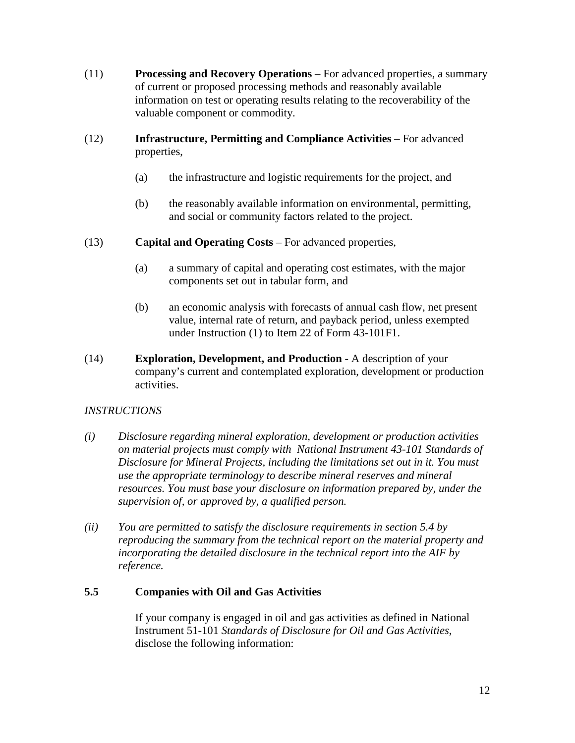(11) **Processing and Recovery Operations** – For advanced properties, a summary of current or proposed processing methods and reasonably available information on test or operating results relating to the recoverability of the valuable component or commodity.

(12) **Infrastructure, Permitting and Compliance Activities** – For advanced properties,

> (a) the infrastructure and logistic requirements for the project, and
>
> (b) the reasonably available information on environmental, permitting, and social or community factors related to the project.

(13) **Capital and Operating Costs** – For advanced properties,

> (a) a summary of capital and operating cost estimates, with the major components set out in tabular form, and
>
> (b) an economic analysis with forecasts of annual cash flow, net present value, internal rate of return, and payback period, unless exempted under Instruction (1) to Item 22 of Form 43-101F1.

(14) **Exploration, Development, and Production** - A description of your company's current and contemplated exploration, development or production activities.

*INSTRUCTIONS*

*(i) Disclosure regarding mineral exploration, development or production activities on material projects must comply with National Instrument 43-101 Standards of Disclosure for Mineral Projects, including the limitations set out in it. You must use the appropriate terminology to describe mineral reserves and mineral resources. You must base your disclosure on information prepared by, under the supervision of, or approved by, a qualified person.*

*(ii) You are permitted to satisfy the disclosure requirements in section 5.4 by reproducing the summary from the technical report on the material property and incorporating the detailed disclosure in the technical report into the AIF by reference.*

### 5.5 Companies with Oil and Gas Activities

If your company is engaged in oil and gas activities as defined in National Instrument 51-101 *Standards of Disclosure for Oil and Gas Activities*, disclose the following information: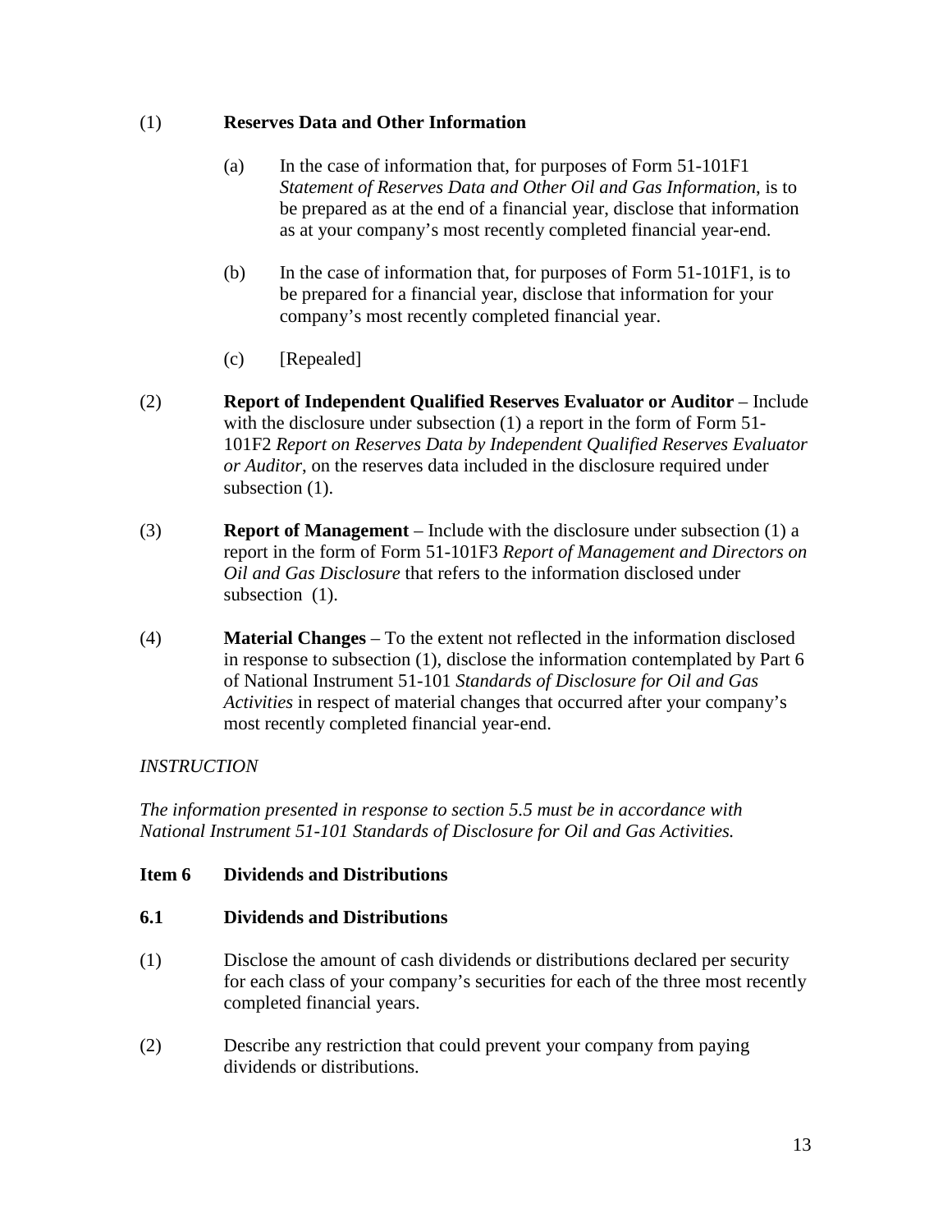(1) **Reserves Data and Other Information**

(a) In the case of information that, for purposes of Form 51-101F1 *Statement of Reserves Data and Other Oil and Gas Information*, is to be prepared as at the end of a financial year, disclose that information as at your company's most recently completed financial year-end.

(b) In the case of information that, for purposes of Form 51-101F1, is to be prepared for a financial year, disclose that information for your company's most recently completed financial year.

(c) [Repealed]

(2) **Report of Independent Qualified Reserves Evaluator or Auditor** – Include with the disclosure under subsection (1) a report in the form of Form 51-101F2 *Report on Reserves Data by Independent Qualified Reserves Evaluator or Auditor*, on the reserves data included in the disclosure required under subsection (1).

(3) **Report of Management** – Include with the disclosure under subsection (1) a report in the form of Form 51-101F3 *Report of Management and Directors on Oil and Gas Disclosure* that refers to the information disclosed under subsection (1).

(4) **Material Changes** – To the extent not reflected in the information disclosed in response to subsection (1), disclose the information contemplated by Part 6 of National Instrument 51-101 *Standards of Disclosure for Oil and Gas Activities* in respect of material changes that occurred after your company's most recently completed financial year-end.

*INSTRUCTION*

*The information presented in response to section 5.5 must be in accordance with National Instrument 51-101 Standards of Disclosure for Oil and Gas Activities.*

## Item 6 Dividends and Distributions

### 6.1 Dividends and Distributions

(1) Disclose the amount of cash dividends or distributions declared per security for each class of your company's securities for each of the three most recently completed financial years.

(2) Describe any restriction that could prevent your company from paying dividends or distributions.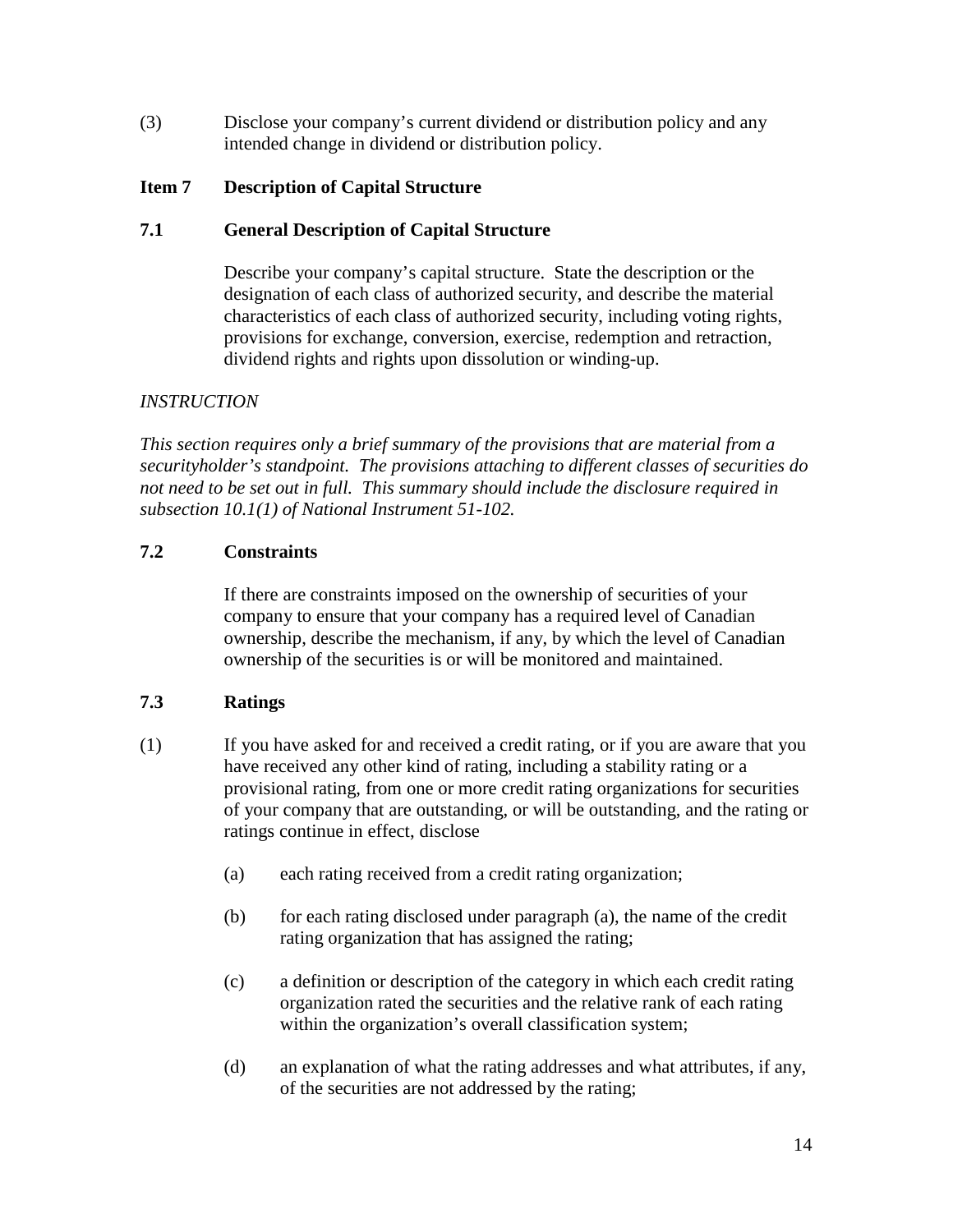(3) Disclose your company's current dividend or distribution policy and any intended change in dividend or distribution policy.

## Item 7 Description of Capital Structure

### 7.1 General Description of Capital Structure

Describe your company's capital structure. State the description or the designation of each class of authorized security, and describe the material characteristics of each class of authorized security, including voting rights, provisions for exchange, conversion, exercise, redemption and retraction, dividend rights and rights upon dissolution or winding-up.

*INSTRUCTION*

*This section requires only a brief summary of the provisions that are material from a securityholder's standpoint. The provisions attaching to different classes of securities do not need to be set out in full. This summary should include the disclosure required in subsection 10.1(1) of National Instrument 51-102.*

### 7.2 Constraints

If there are constraints imposed on the ownership of securities of your company to ensure that your company has a required level of Canadian ownership, describe the mechanism, if any, by which the level of Canadian ownership of the securities is or will be monitored and maintained.

### 7.3 Ratings

(1) If you have asked for and received a credit rating, or if you are aware that you have received any other kind of rating, including a stability rating or a provisional rating, from one or more credit rating organizations for securities of your company that are outstanding, or will be outstanding, and the rating or ratings continue in effect, disclose

- (a) each rating received from a credit rating organization;
- (b) for each rating disclosed under paragraph (a), the name of the credit rating organization that has assigned the rating;
- (c) a definition or description of the category in which each credit rating organization rated the securities and the relative rank of each rating within the organization's overall classification system;
- (d) an explanation of what the rating addresses and what attributes, if any, of the securities are not addressed by the rating;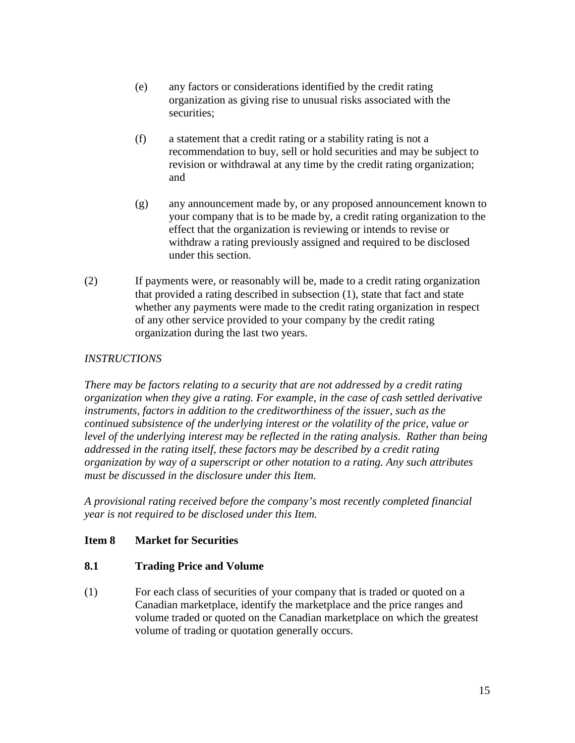(e) any factors or considerations identified by the credit rating organization as giving rise to unusual risks associated with the securities;

(f) a statement that a credit rating or a stability rating is not a recommendation to buy, sell or hold securities and may be subject to revision or withdrawal at any time by the credit rating organization; and

(g) any announcement made by, or any proposed announcement known to your company that is to be made by, a credit rating organization to the effect that the organization is reviewing or intends to revise or withdraw a rating previously assigned and required to be disclosed under this section.

(2) If payments were, or reasonably will be, made to a credit rating organization that provided a rating described in subsection (1), state that fact and state whether any payments were made to the credit rating organization in respect of any other service provided to your company by the credit rating organization during the last two years.

*INSTRUCTIONS*

*There may be factors relating to a security that are not addressed by a credit rating organization when they give a rating. For example, in the case of cash settled derivative instruments, factors in addition to the creditworthiness of the issuer, such as the continued subsistence of the underlying interest or the volatility of the price, value or level of the underlying interest may be reflected in the rating analysis. Rather than being addressed in the rating itself, these factors may be described by a credit rating organization by way of a superscript or other notation to a rating. Any such attributes must be discussed in the disclosure under this Item.*

*A provisional rating received before the company's most recently completed financial year is not required to be disclosed under this Item.*

## Item 8 Market for Securities

### 8.1 Trading Price and Volume

(1) For each class of securities of your company that is traded or quoted on a Canadian marketplace, identify the marketplace and the price ranges and volume traded or quoted on the Canadian marketplace on which the greatest volume of trading or quotation generally occurs.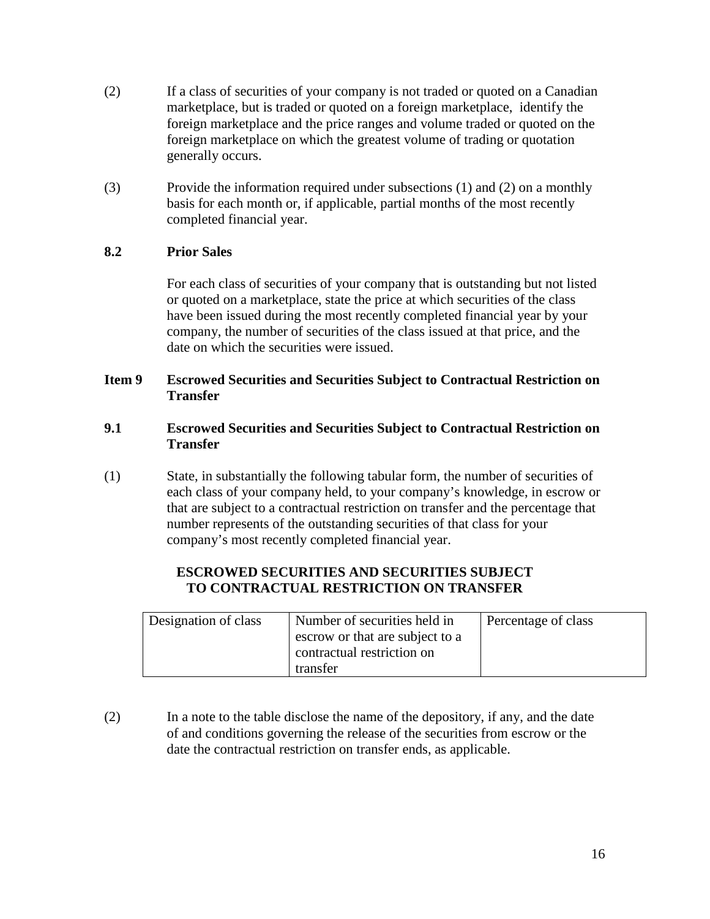(2) If a class of securities of your company is not traded or quoted on a Canadian marketplace, but is traded or quoted on a foreign marketplace, identify the foreign marketplace and the price ranges and volume traded or quoted on the foreign marketplace on which the greatest volume of trading or quotation generally occurs.

(3) Provide the information required under subsections (1) and (2) on a monthly basis for each month or, if applicable, partial months of the most recently completed financial year.

### 8.2 Prior Sales

For each class of securities of your company that is outstanding but not listed or quoted on a marketplace, state the price at which securities of the class have been issued during the most recently completed financial year by your company, the number of securities of the class issued at that price, and the date on which the securities were issued.

## Item 9 Escrowed Securities and Securities Subject to Contractual Restriction on Transfer

### 9.1 Escrowed Securities and Securities Subject to Contractual Restriction on Transfer

(1) State, in substantially the following tabular form, the number of securities of each class of your company held, to your company's knowledge, in escrow or that are subject to a contractual restriction on transfer and the percentage that number represents of the outstanding securities of that class for your company's most recently completed financial year.

**ESCROWED SECURITIES AND SECURITIES SUBJECT TO CONTRACTUAL RESTRICTION ON TRANSFER**

| Designation of class | Number of securities held in escrow or that are subject to a contractual restriction on transfer | Percentage of class |
| --- | --- | --- |

(2) In a note to the table disclose the name of the depository, if any, and the date of and conditions governing the release of the securities from escrow or the date the contractual restriction on transfer ends, as applicable.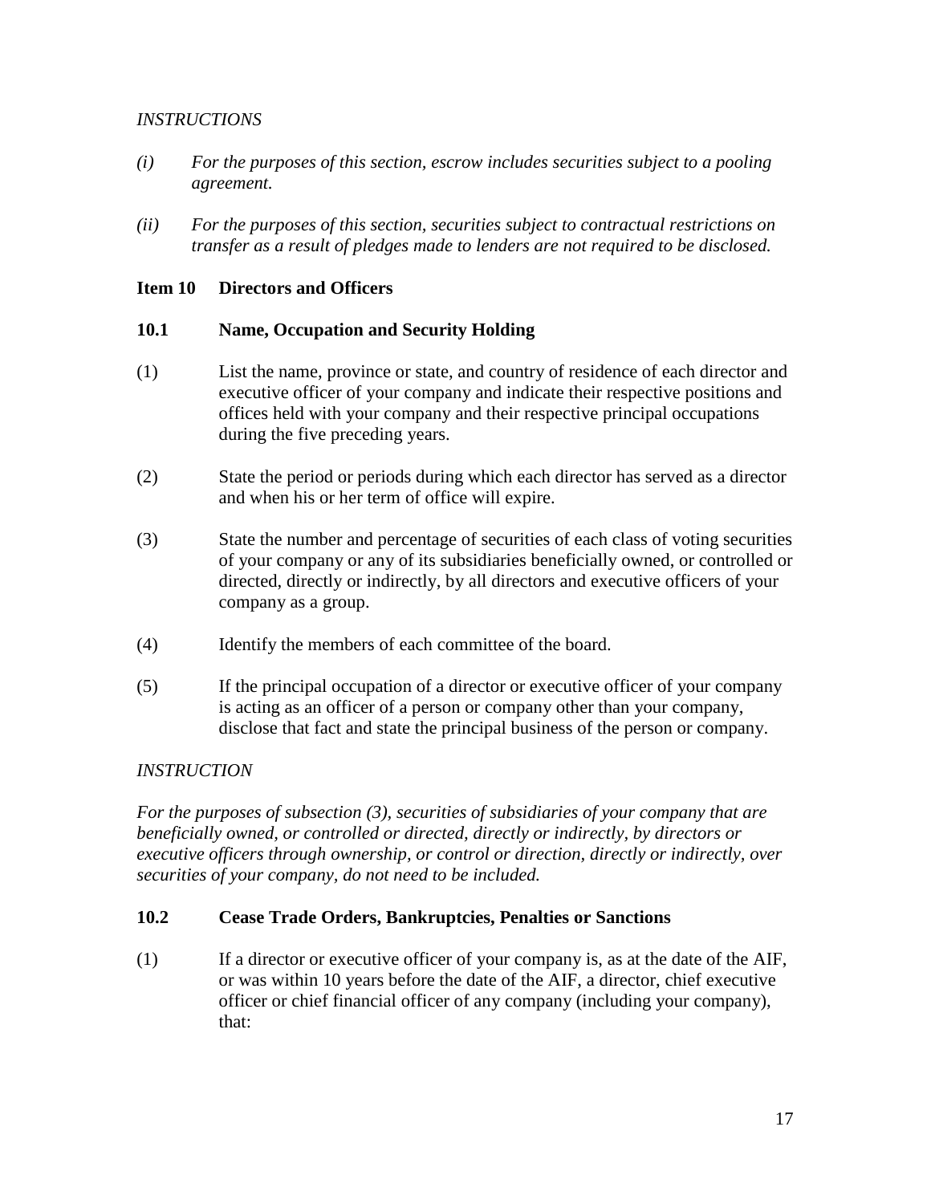*INSTRUCTIONS*

*(i)* *For the purposes of this section, escrow includes securities subject to a pooling agreement.*

*(ii)* *For the purposes of this section, securities subject to contractual restrictions on transfer as a result of pledges made to lenders are not required to be disclosed.*

## Item 10 Directors and Officers

### 10.1 Name, Occupation and Security Holding

(1) List the name, province or state, and country of residence of each director and executive officer of your company and indicate their respective positions and offices held with your company and their respective principal occupations during the five preceding years.

(2) State the period or periods during which each director has served as a director and when his or her term of office will expire.

(3) State the number and percentage of securities of each class of voting securities of your company or any of its subsidiaries beneficially owned, or controlled or directed, directly or indirectly, by all directors and executive officers of your company as a group.

(4) Identify the members of each committee of the board.

(5) If the principal occupation of a director or executive officer of your company is acting as an officer of a person or company other than your company, disclose that fact and state the principal business of the person or company.

*INSTRUCTION*

*For the purposes of subsection (3), securities of subsidiaries of your company that are beneficially owned, or controlled or directed, directly or indirectly, by directors or executive officers through ownership, or control or direction, directly or indirectly, over securities of your company, do not need to be included.*

### 10.2 Cease Trade Orders, Bankruptcies, Penalties or Sanctions

(1) If a director or executive officer of your company is, as at the date of the AIF, or was within 10 years before the date of the AIF, a director, chief executive officer or chief financial officer of any company (including your company), that: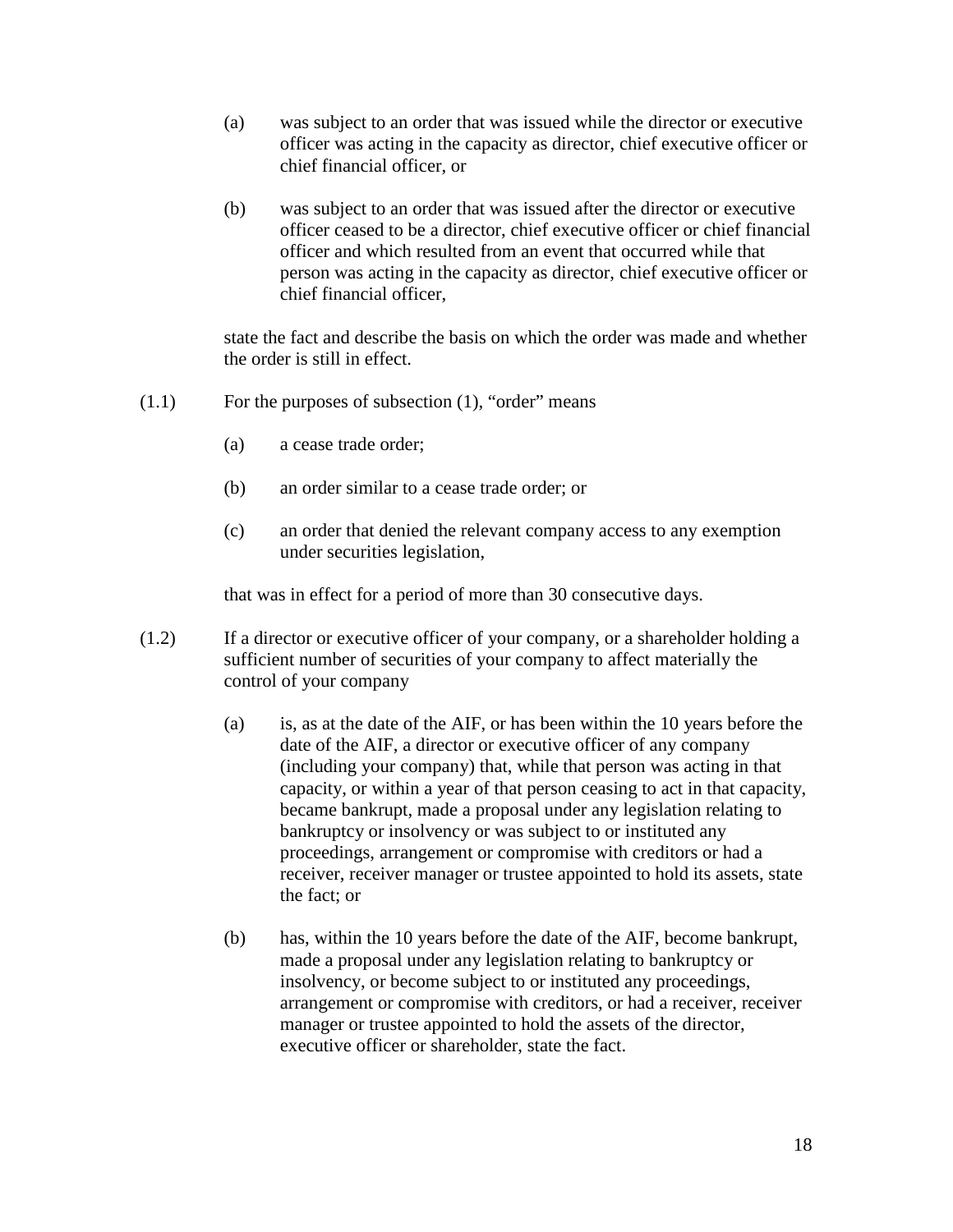(a) was subject to an order that was issued while the director or executive officer was acting in the capacity as director, chief executive officer or chief financial officer, or

(b) was subject to an order that was issued after the director or executive officer ceased to be a director, chief executive officer or chief financial officer and which resulted from an event that occurred while that person was acting in the capacity as director, chief executive officer or chief financial officer,

state the fact and describe the basis on which the order was made and whether the order is still in effect.

(1.1) For the purposes of subsection (1), "order" means

(a) a cease trade order;

(b) an order similar to a cease trade order; or

(c) an order that denied the relevant company access to any exemption under securities legislation,

that was in effect for a period of more than 30 consecutive days.

(1.2) If a director or executive officer of your company, or a shareholder holding a sufficient number of securities of your company to affect materially the control of your company

(a) is, as at the date of the AIF, or has been within the 10 years before the date of the AIF, a director or executive officer of any company (including your company) that, while that person was acting in that capacity, or within a year of that person ceasing to act in that capacity, became bankrupt, made a proposal under any legislation relating to bankruptcy or insolvency or was subject to or instituted any proceedings, arrangement or compromise with creditors or had a receiver, receiver manager or trustee appointed to hold its assets, state the fact; or

(b) has, within the 10 years before the date of the AIF, become bankrupt, made a proposal under any legislation relating to bankruptcy or insolvency, or become subject to or instituted any proceedings, arrangement or compromise with creditors, or had a receiver, receiver manager or trustee appointed to hold the assets of the director, executive officer or shareholder, state the fact.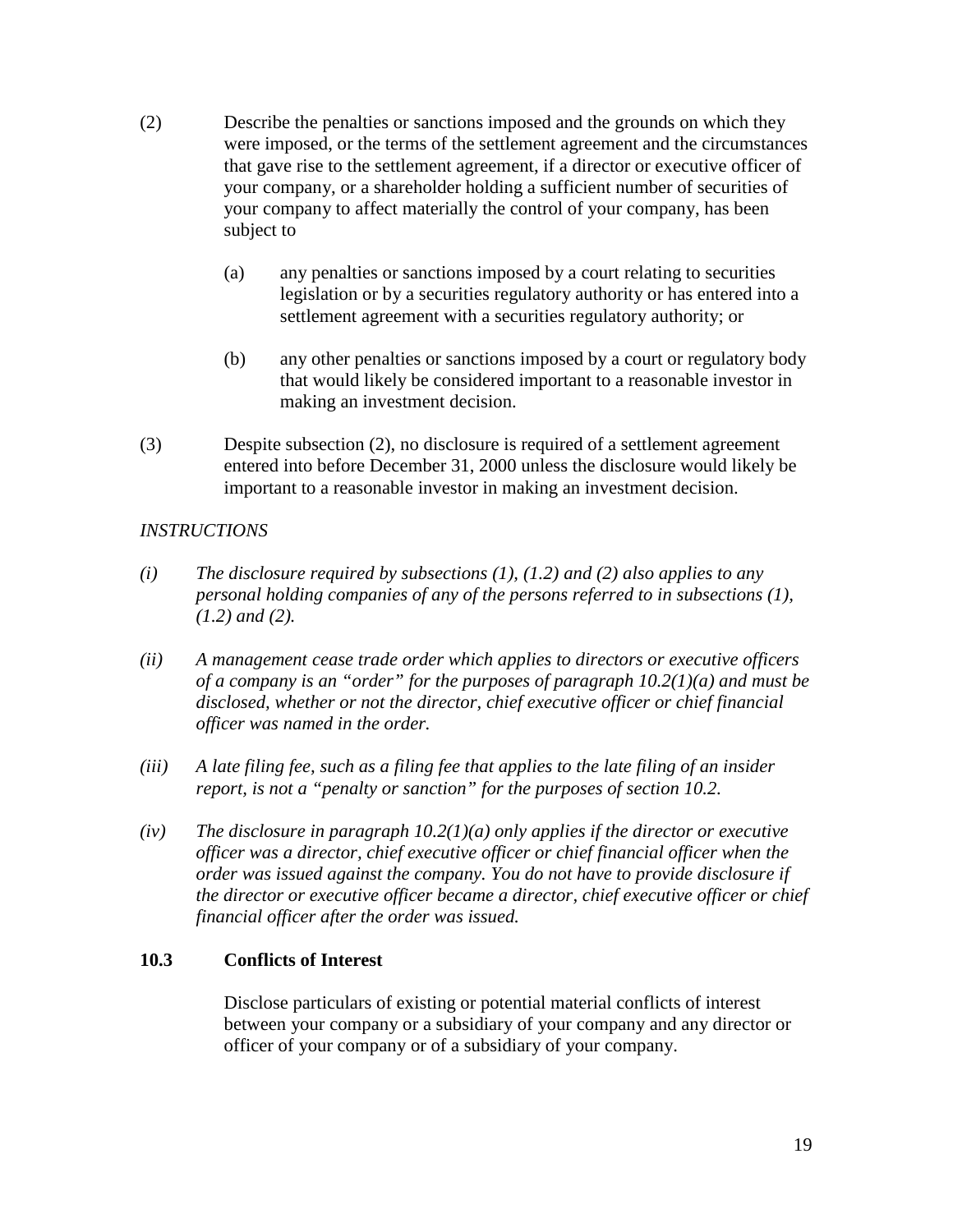(2) Describe the penalties or sanctions imposed and the grounds on which they were imposed, or the terms of the settlement agreement and the circumstances that gave rise to the settlement agreement, if a director or executive officer of your company, or a shareholder holding a sufficient number of securities of your company to affect materially the control of your company, has been subject to

 (a) any penalties or sanctions imposed by a court relating to securities legislation or by a securities regulatory authority or has entered into a settlement agreement with a securities regulatory authority; or

 (b) any other penalties or sanctions imposed by a court or regulatory body that would likely be considered important to a reasonable investor in making an investment decision.

(3) Despite subsection (2), no disclosure is required of a settlement agreement entered into before December 31, 2000 unless the disclosure would likely be important to a reasonable investor in making an investment decision.

*INSTRUCTIONS*

*(i) The disclosure required by subsections (1), (1.2) and (2) also applies to any personal holding companies of any of the persons referred to in subsections (1), (1.2) and (2).*

*(ii) A management cease trade order which applies to directors or executive officers of a company is an "order" for the purposes of paragraph 10.2(1)(a) and must be disclosed, whether or not the director, chief executive officer or chief financial officer was named in the order.*

*(iii) A late filing fee, such as a filing fee that applies to the late filing of an insider report, is not a "penalty or sanction" for the purposes of section 10.2.*

*(iv) The disclosure in paragraph 10.2(1)(a) only applies if the director or executive officer was a director, chief executive officer or chief financial officer when the order was issued against the company. You do not have to provide disclosure if the director or executive officer became a director, chief executive officer or chief financial officer after the order was issued.*

### 10.3 Conflicts of Interest

Disclose particulars of existing or potential material conflicts of interest between your company or a subsidiary of your company and any director or officer of your company or of a subsidiary of your company.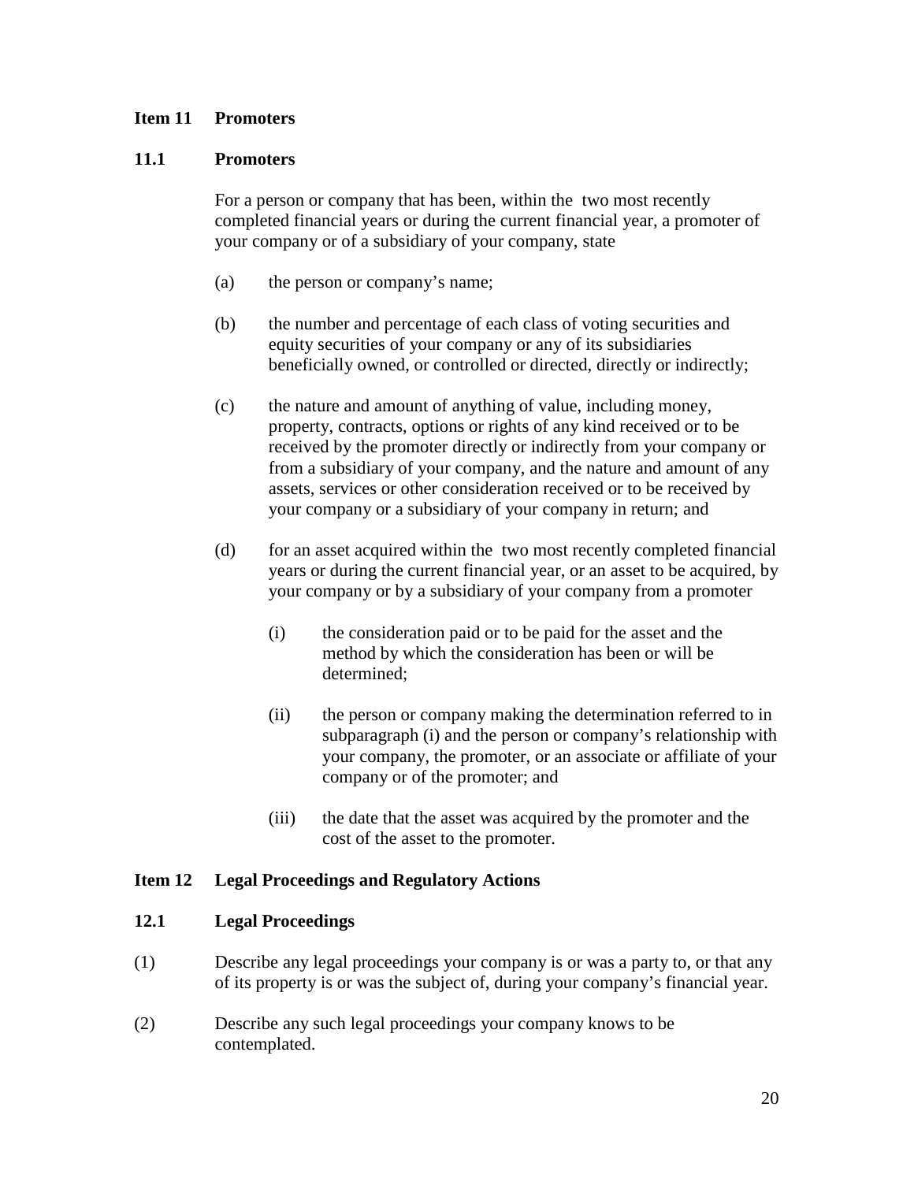**Item 11 Promoters**

**11.1 Promoters**

For a person or company that has been, within the two most recently completed financial years or during the current financial year, a promoter of your company or of a subsidiary of your company, state

(a) the person or company's name;

(b) the number and percentage of each class of voting securities and equity securities of your company or any of its subsidiaries beneficially owned, or controlled or directed, directly or indirectly;

(c) the nature and amount of anything of value, including money, property, contracts, options or rights of any kind received or to be received by the promoter directly or indirectly from your company or from a subsidiary of your company, and the nature and amount of any assets, services or other consideration received or to be received by your company or a subsidiary of your company in return; and

(d) for an asset acquired within the two most recently completed financial years or during the current financial year, or an asset to be acquired, by your company or by a subsidiary of your company from a promoter

   (i) the consideration paid or to be paid for the asset and the method by which the consideration has been or will be determined;

   (ii) the person or company making the determination referred to in subparagraph (i) and the person or company's relationship with your company, the promoter, or an associate or affiliate of your company or of the promoter; and

   (iii) the date that the asset was acquired by the promoter and the cost of the asset to the promoter.

**Item 12 Legal Proceedings and Regulatory Actions**

**12.1 Legal Proceedings**

(1) Describe any legal proceedings your company is or was a party to, or that any of its property is or was the subject of, during your company's financial year.

(2) Describe any such legal proceedings your company knows to be contemplated.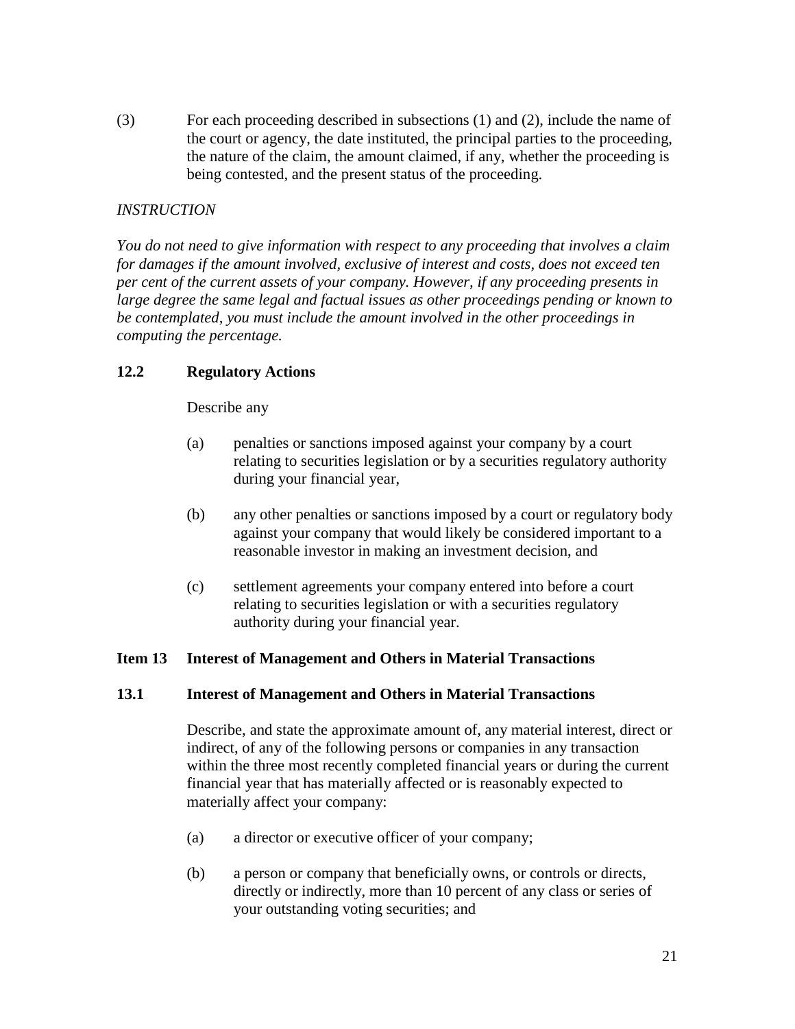(3) For each proceeding described in subsections (1) and (2), include the name of the court or agency, the date instituted, the principal parties to the proceeding, the nature of the claim, the amount claimed, if any, whether the proceeding is being contested, and the present status of the proceeding.

*INSTRUCTION*

*You do not need to give information with respect to any proceeding that involves a claim for damages if the amount involved, exclusive of interest and costs, does not exceed ten per cent of the current assets of your company. However, if any proceeding presents in large degree the same legal and factual issues as other proceedings pending or known to be contemplated, you must include the amount involved in the other proceedings in computing the percentage.*

### 12.2 Regulatory Actions

Describe any

(a) penalties or sanctions imposed against your company by a court relating to securities legislation or by a securities regulatory authority during your financial year,

(b) any other penalties or sanctions imposed by a court or regulatory body against your company that would likely be considered important to a reasonable investor in making an investment decision, and

(c) settlement agreements your company entered into before a court relating to securities legislation or with a securities regulatory authority during your financial year.

## Item 13 Interest of Management and Others in Material Transactions

### 13.1 Interest of Management and Others in Material Transactions

Describe, and state the approximate amount of, any material interest, direct or indirect, of any of the following persons or companies in any transaction within the three most recently completed financial years or during the current financial year that has materially affected or is reasonably expected to materially affect your company:

(a) a director or executive officer of your company;

(b) a person or company that beneficially owns, or controls or directs, directly or indirectly, more than 10 percent of any class or series of your outstanding voting securities; and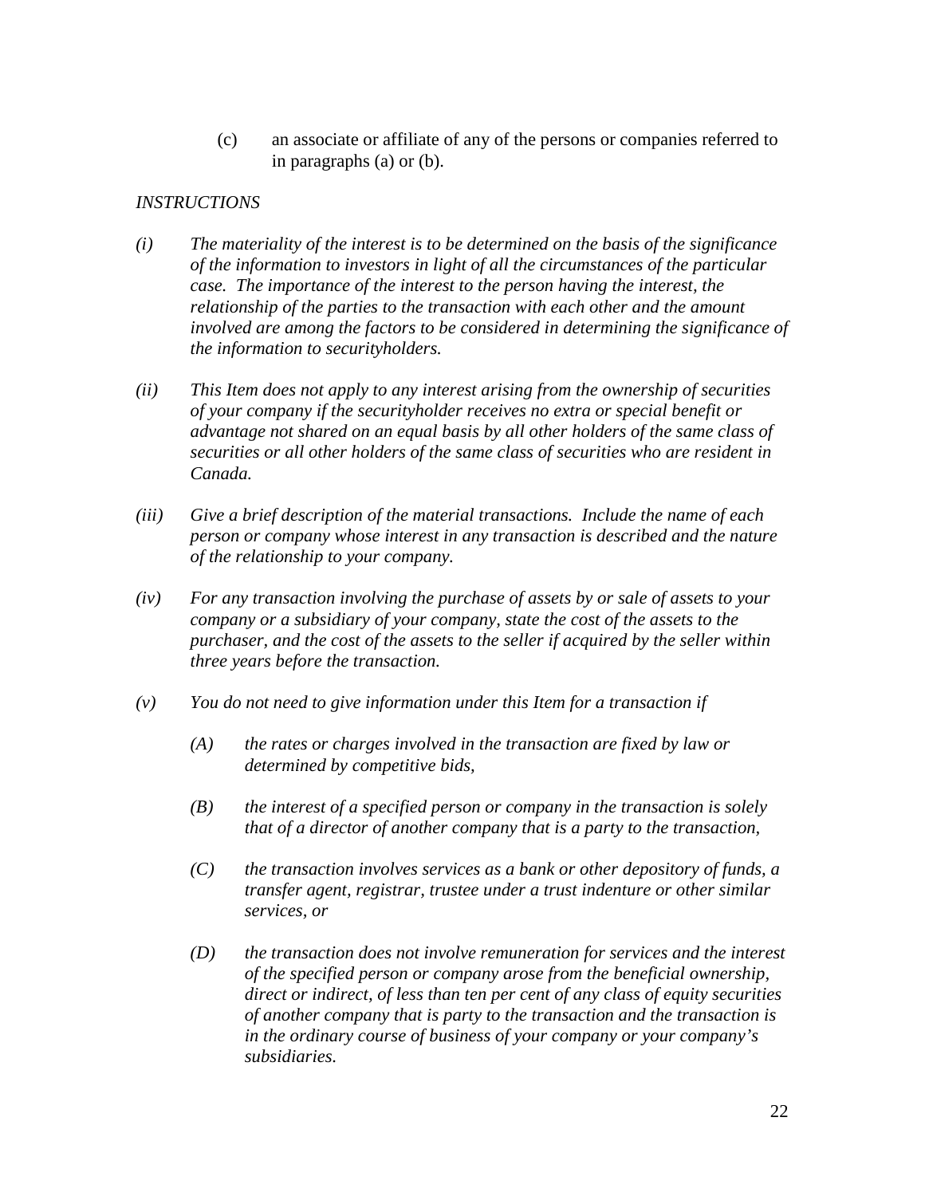(c) an associate or affiliate of any of the persons or companies referred to in paragraphs (a) or (b).

*INSTRUCTIONS*

*(i) The materiality of the interest is to be determined on the basis of the significance of the information to investors in light of all the circumstances of the particular case. The importance of the interest to the person having the interest, the relationship of the parties to the transaction with each other and the amount involved are among the factors to be considered in determining the significance of the information to securityholders.*

*(ii) This Item does not apply to any interest arising from the ownership of securities of your company if the securityholder receives no extra or special benefit or advantage not shared on an equal basis by all other holders of the same class of securities or all other holders of the same class of securities who are resident in Canada.*

*(iii) Give a brief description of the material transactions. Include the name of each person or company whose interest in any transaction is described and the nature of the relationship to your company.*

*(iv) For any transaction involving the purchase of assets by or sale of assets to your company or a subsidiary of your company, state the cost of the assets to the purchaser, and the cost of the assets to the seller if acquired by the seller within three years before the transaction.*

*(v) You do not need to give information under this Item for a transaction if*

*(A) the rates or charges involved in the transaction are fixed by law or determined by competitive bids,*

*(B) the interest of a specified person or company in the transaction is solely that of a director of another company that is a party to the transaction,*

*(C) the transaction involves services as a bank or other depository of funds, a transfer agent, registrar, trustee under a trust indenture or other similar services, or*

*(D) the transaction does not involve remuneration for services and the interest of the specified person or company arose from the beneficial ownership, direct or indirect, of less than ten per cent of any class of equity securities of another company that is party to the transaction and the transaction is in the ordinary course of business of your company or your company's subsidiaries.*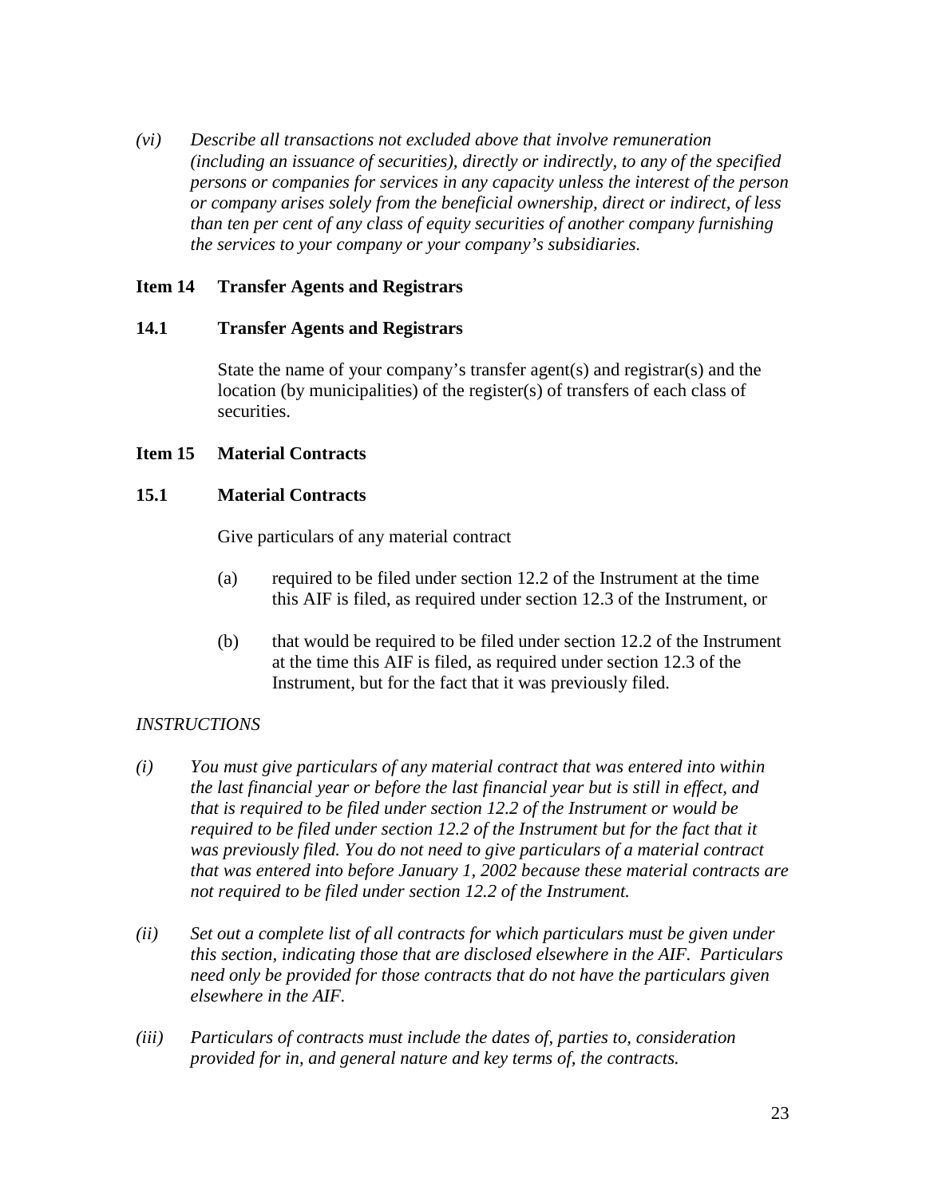*(vi) Describe all transactions not excluded above that involve remuneration (including an issuance of securities), directly or indirectly, to any of the specified persons or companies for services in any capacity unless the interest of the person or company arises solely from the beneficial ownership, direct or indirect, of less than ten per cent of any class of equity securities of another company furnishing the services to your company or your company's subsidiaries.*

## Item 14 Transfer Agents and Registrars

### 14.1 Transfer Agents and Registrars

State the name of your company's transfer agent(s) and registrar(s) and the location (by municipalities) of the register(s) of transfers of each class of securities.

## Item 15 Material Contracts

### 15.1 Material Contracts

Give particulars of any material contract

(a) required to be filed under section 12.2 of the Instrument at the time this AIF is filed, as required under section 12.3 of the Instrument, or

(b) that would be required to be filed under section 12.2 of the Instrument at the time this AIF is filed, as required under section 12.3 of the Instrument, but for the fact that it was previously filed.

*INSTRUCTIONS*

*(i) You must give particulars of any material contract that was entered into within the last financial year or before the last financial year but is still in effect, and that is required to be filed under section 12.2 of the Instrument or would be required to be filed under section 12.2 of the Instrument but for the fact that it was previously filed. You do not need to give particulars of a material contract that was entered into before January 1, 2002 because these material contracts are not required to be filed under section 12.2 of the Instrument.*

*(ii) Set out a complete list of all contracts for which particulars must be given under this section, indicating those that are disclosed elsewhere in the AIF. Particulars need only be provided for those contracts that do not have the particulars given elsewhere in the AIF.*

*(iii) Particulars of contracts must include the dates of, parties to, consideration provided for in, and general nature and key terms of, the contracts.*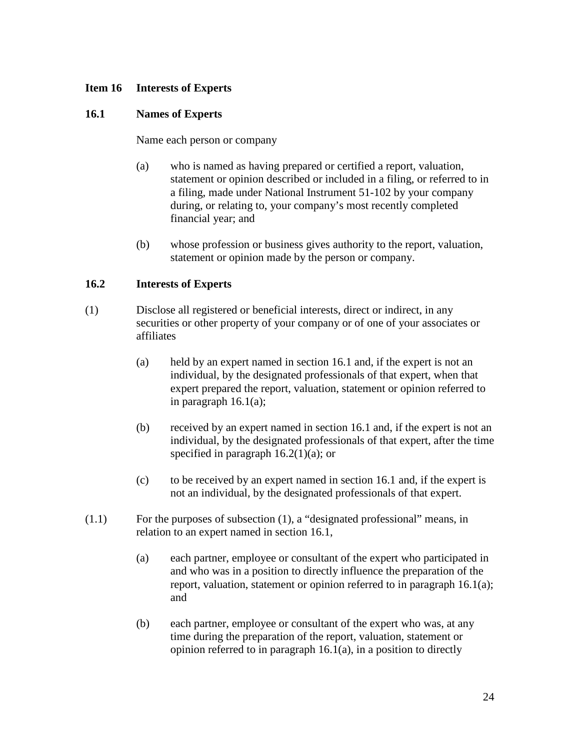## Item 16 Interests of Experts

### 16.1 Names of Experts

Name each person or company

(a) who is named as having prepared or certified a report, valuation, statement or opinion described or included in a filing, or referred to in a filing, made under National Instrument 51-102 by your company during, or relating to, your company's most recently completed financial year; and

(b) whose profession or business gives authority to the report, valuation, statement or opinion made by the person or company.

### 16.2 Interests of Experts

(1) Disclose all registered or beneficial interests, direct or indirect, in any securities or other property of your company or of one of your associates or affiliates

(a) held by an expert named in section 16.1 and, if the expert is not an individual, by the designated professionals of that expert, when that expert prepared the report, valuation, statement or opinion referred to in paragraph 16.1(a);

(b) received by an expert named in section 16.1 and, if the expert is not an individual, by the designated professionals of that expert, after the time specified in paragraph 16.2(1)(a); or

(c) to be received by an expert named in section 16.1 and, if the expert is not an individual, by the designated professionals of that expert.

(1.1) For the purposes of subsection (1), a "designated professional" means, in relation to an expert named in section 16.1,

(a) each partner, employee or consultant of the expert who participated in and who was in a position to directly influence the preparation of the report, valuation, statement or opinion referred to in paragraph 16.1(a); and

(b) each partner, employee or consultant of the expert who was, at any time during the preparation of the report, valuation, statement or opinion referred to in paragraph 16.1(a), in a position to directly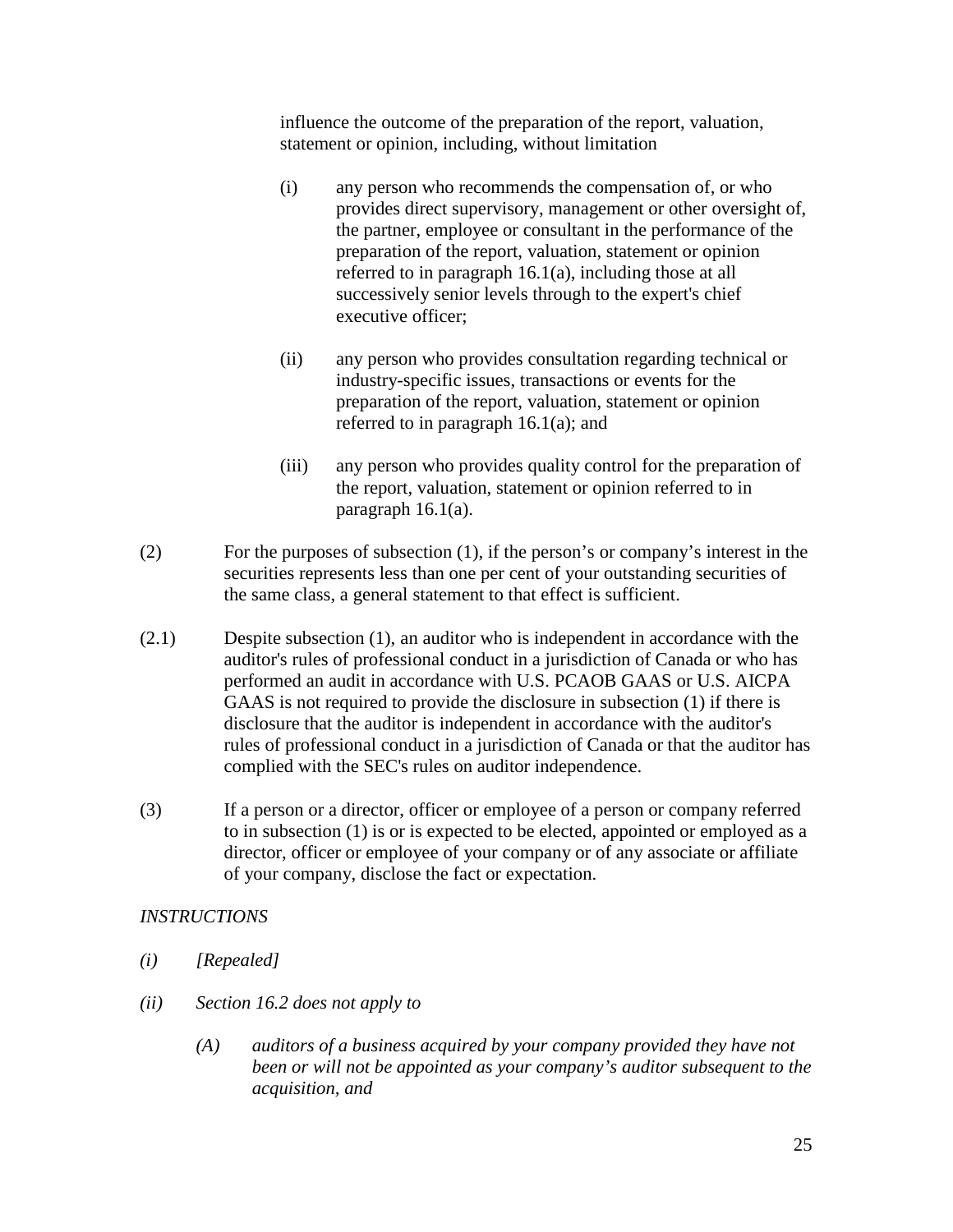influence the outcome of the preparation of the report, valuation, statement or opinion, including, without limitation

(i) any person who recommends the compensation of, or who provides direct supervisory, management or other oversight of, the partner, employee or consultant in the performance of the preparation of the report, valuation, statement or opinion referred to in paragraph 16.1(a), including those at all successively senior levels through to the expert's chief executive officer;

(ii) any person who provides consultation regarding technical or industry-specific issues, transactions or events for the preparation of the report, valuation, statement or opinion referred to in paragraph 16.1(a); and

(iii) any person who provides quality control for the preparation of the report, valuation, statement or opinion referred to in paragraph 16.1(a).

(2) For the purposes of subsection (1), if the person's or company's interest in the securities represents less than one per cent of your outstanding securities of the same class, a general statement to that effect is sufficient.

(2.1) Despite subsection (1), an auditor who is independent in accordance with the auditor's rules of professional conduct in a jurisdiction of Canada or who has performed an audit in accordance with U.S. PCAOB GAAS or U.S. AICPA GAAS is not required to provide the disclosure in subsection (1) if there is disclosure that the auditor is independent in accordance with the auditor's rules of professional conduct in a jurisdiction of Canada or that the auditor has complied with the SEC's rules on auditor independence.

(3) If a person or a director, officer or employee of a person or company referred to in subsection (1) is or is expected to be elected, appointed or employed as a director, officer or employee of your company or of any associate or affiliate of your company, disclose the fact or expectation.

*INSTRUCTIONS*

*(i) [Repealed]*

*(ii) Section 16.2 does not apply to*

*(A) auditors of a business acquired by your company provided they have not been or will not be appointed as your company's auditor subsequent to the acquisition, and*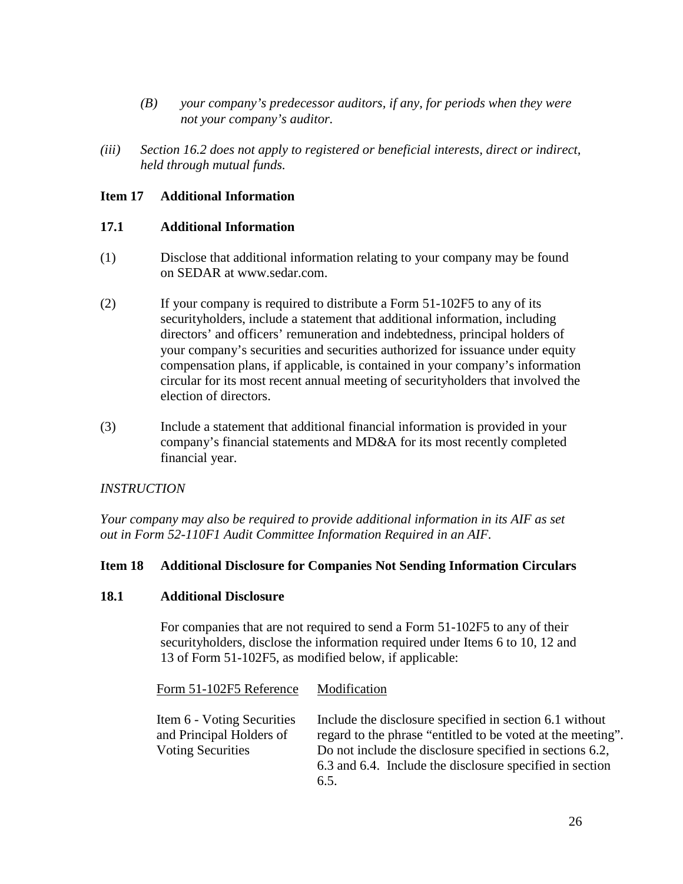*(B) your company's predecessor auditors, if any, for periods when they were not your company's auditor.*

*(iii) Section 16.2 does not apply to registered or beneficial interests, direct or indirect, held through mutual funds.*

## Item 17 Additional Information

### 17.1 Additional Information

(1) Disclose that additional information relating to your company may be found on SEDAR at www.sedar.com.

(2) If your company is required to distribute a Form 51-102F5 to any of its securityholders, include a statement that additional information, including directors' and officers' remuneration and indebtedness, principal holders of your company's securities and securities authorized for issuance under equity compensation plans, if applicable, is contained in your company's information circular for its most recent annual meeting of securityholders that involved the election of directors.

(3) Include a statement that additional financial information is provided in your company's financial statements and MD&A for its most recently completed financial year.

*INSTRUCTION*

*Your company may also be required to provide additional information in its AIF as set out in Form 52-110F1 Audit Committee Information Required in an AIF.*

## Item 18 Additional Disclosure for Companies Not Sending Information Circulars

### 18.1 Additional Disclosure

For companies that are not required to send a Form 51-102F5 to any of their securityholders, disclose the information required under Items 6 to 10, 12 and 13 of Form 51-102F5, as modified below, if applicable:

| Form 51-102F5 Reference | Modification |
|---|---|
| Item 6 - Voting Securities and Principal Holders of Voting Securities | Include the disclosure specified in section 6.1 without regard to the phrase "entitled to be voted at the meeting". Do not include the disclosure specified in sections 6.2, 6.3 and 6.4. Include the disclosure specified in section 6.5. |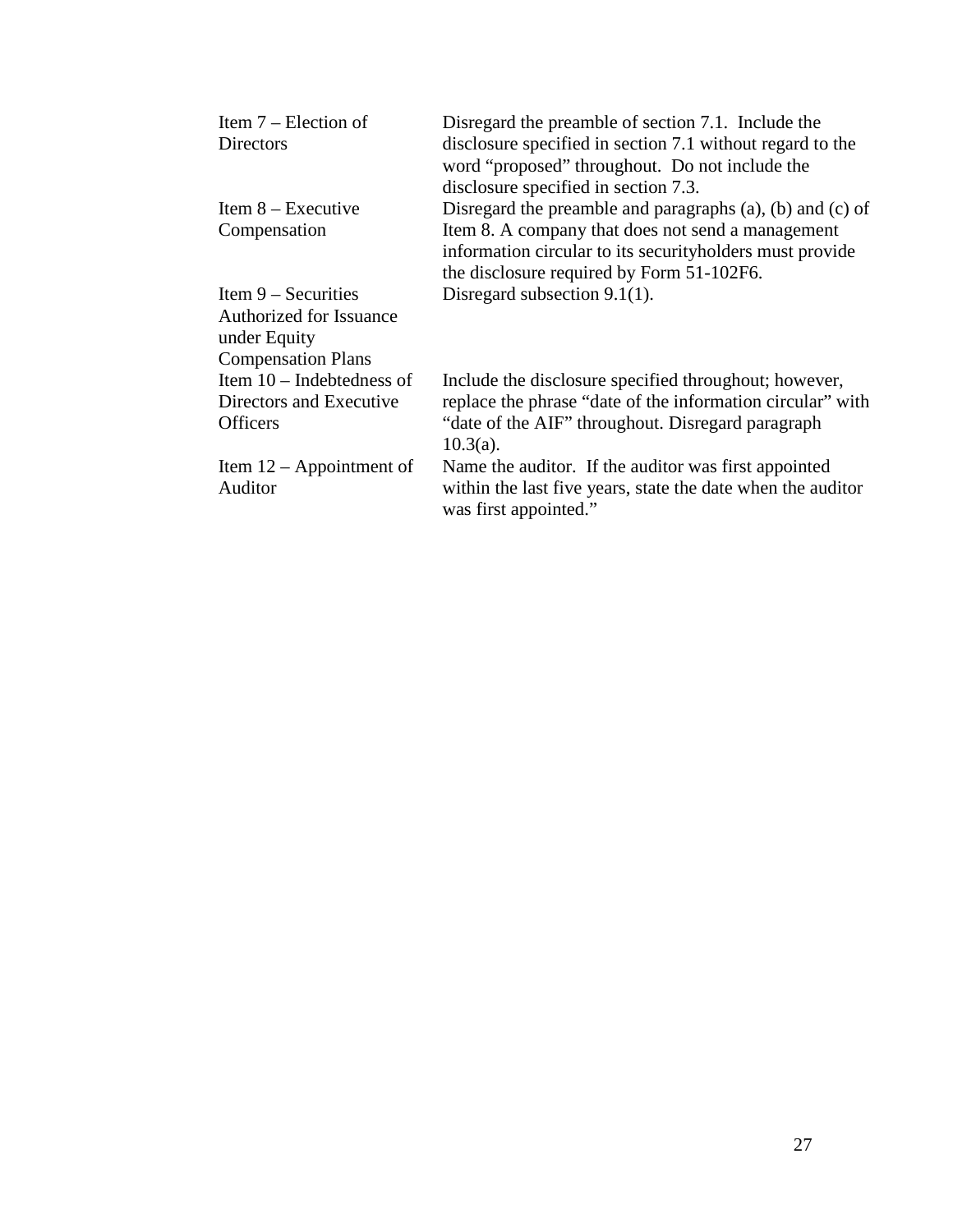| | |
|---|---|
| Item 7 – Election of Directors | Disregard the preamble of section 7.1. Include the disclosure specified in section 7.1 without regard to the word "proposed" throughout. Do not include the disclosure specified in section 7.3. |
| Item 8 – Executive Compensation | Disregard the preamble and paragraphs (a), (b) and (c) of Item 8. A company that does not send a management information circular to its securityholders must provide the disclosure required by Form 51-102F6. |
| Item 9 – Securities Authorized for Issuance under Equity Compensation Plans | Disregard subsection 9.1(1). |
| Item 10 – Indebtedness of Directors and Executive Officers | Include the disclosure specified throughout; however, replace the phrase "date of the information circular" with "date of the AIF" throughout. Disregard paragraph 10.3(a). |
| Item 12 – Appointment of Auditor | Name the auditor. If the auditor was first appointed within the last five years, state the date when the auditor was first appointed." |